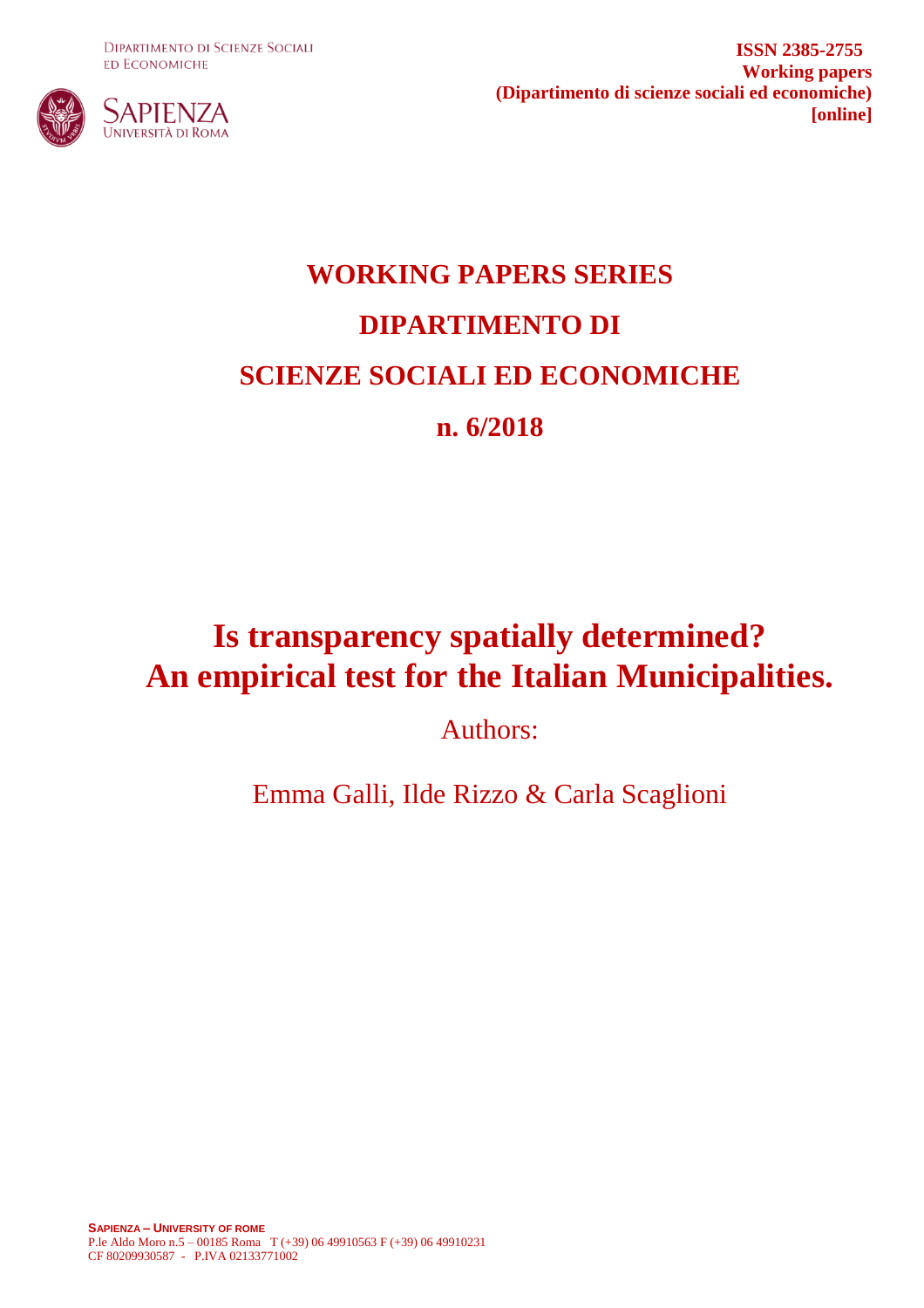DIPARTIMENTO DI SCIENZE SOCIALI ED ECONOMICHE

SAPIENZA UNIVERSITÀ DI ROMA

**ISSN 2385-2755**
**Working papers**
**(Dipartimento di scienze sociali ed economiche)**
**[online]**

# WORKING PAPERS SERIES
# DIPARTIMENTO DI
# SCIENZE SOCIALI ED ECONOMICHE
# n. 6/2018

# Is transparency spatially determined? An empirical test for the Italian Municipalities.

Authors:

Emma Galli, Ilde Rizzo & Carla Scaglioni

**SAPIENZA – UNIVERSITY OF ROME**
P.le Aldo Moro n.5 – 00185 Roma T (+39) 06 49910563 F (+39) 06 49910231
CF 80209930587 - P.IVA 02133771002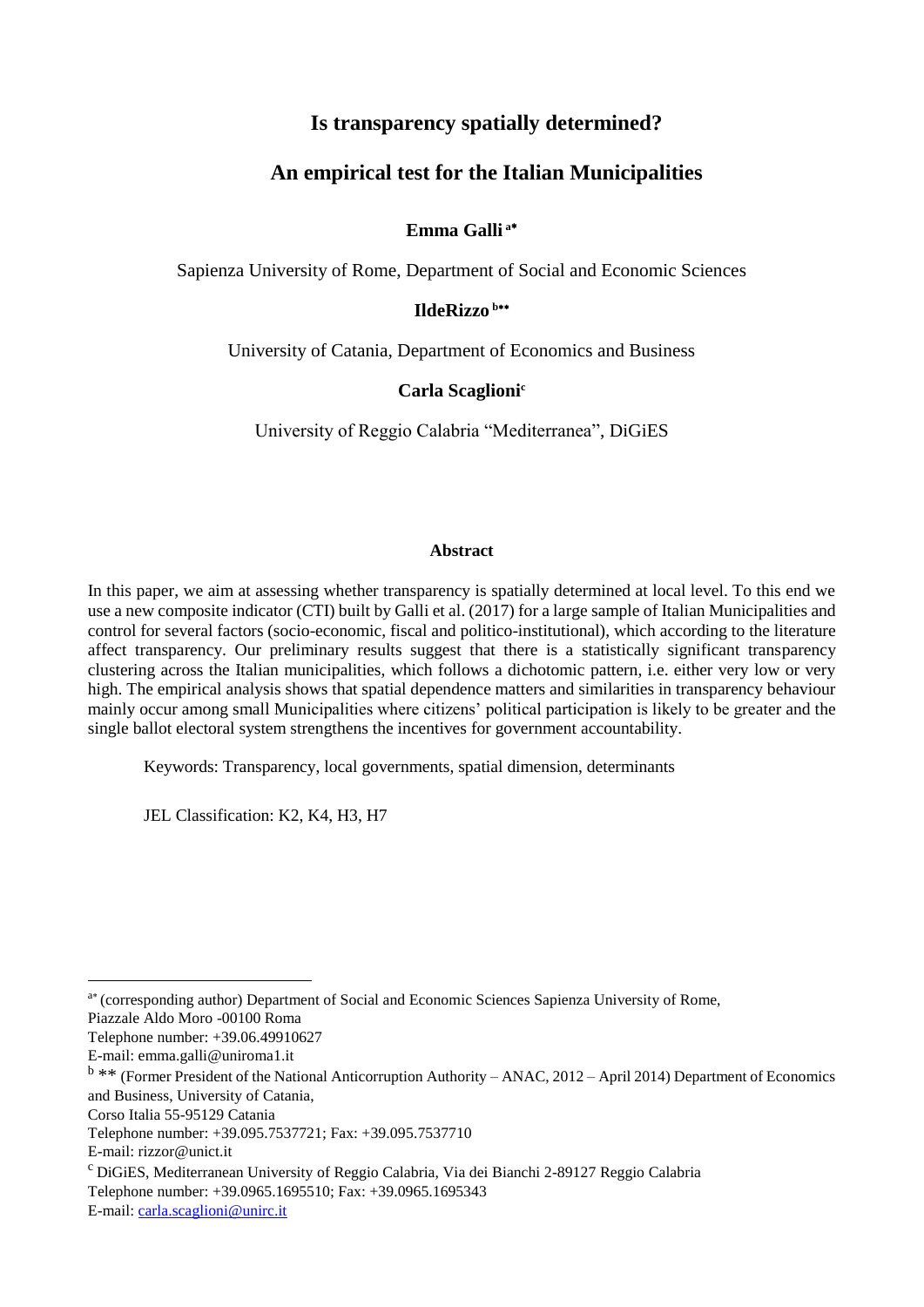# Is transparency spatially determined?

## An empirical test for the Italian Municipalities

**Emma Galli** [a*]

Sapienza University of Rome, Department of Social and Economic Sciences

**IldeRizzo** [b**]

University of Catania, Department of Economics and Business

**Carla Scaglioni**[c]

University of Reggio Calabria "Mediterranea", DiGiES

### Abstract

In this paper, we aim at assessing whether transparency is spatially determined at local level. To this end we use a new composite indicator (CTI) built by Galli et al. (2017) for a large sample of Italian Municipalities and control for several factors (socio-economic, fiscal and politico-institutional), which according to the literature affect transparency. Our preliminary results suggest that there is a statistically significant transparency clustering across the Italian municipalities, which follows a dichotomic pattern, i.e. either very low or very high. The empirical analysis shows that spatial dependence matters and similarities in transparency behaviour mainly occur among small Municipalities where citizens' political participation is likely to be greater and the single ballot electoral system strengthens the incentives for government accountability.

Keywords: Transparency, local governments, spatial dimension, determinants

JEL Classification: K2, K4, H3, H7

---

[a*] (corresponding author) Department of Social and Economic Sciences Sapienza University of Rome, Piazzale Aldo Moro -00100 Roma
Telephone number: +39.06.49910627
E-mail: emma.galli@uniroma1.it

[b] ** (Former President of the National Anticorruption Authority – ANAC, 2012 – April 2014) Department of Economics and Business, University of Catania,
Corso Italia 55-95129 Catania
Telephone number: +39.095.7537721; Fax: +39.095.7537710
E-mail: rizzor@unict.it

[c] DiGiES, Mediterranean University of Reggio Calabria, Via dei Bianchi 2-89127 Reggio Calabria
Telephone number: +39.0965.1695510; Fax: +39.0965.1695343
E-mail: carla.scaglioni@unirc.it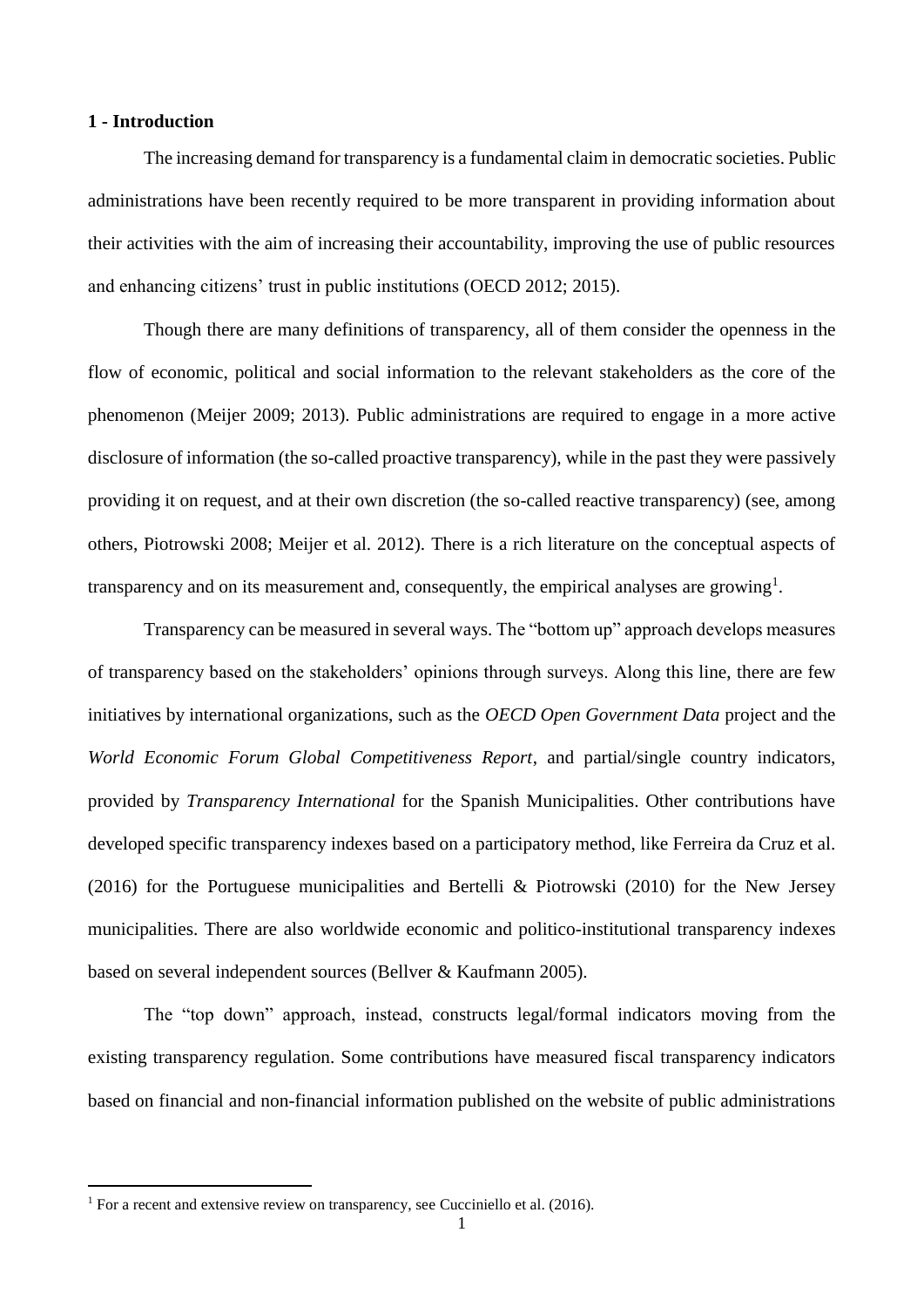## 1 - Introduction

The increasing demand for transparency is a fundamental claim in democratic societies. Public administrations have been recently required to be more transparent in providing information about their activities with the aim of increasing their accountability, improving the use of public resources and enhancing citizens' trust in public institutions (OECD 2012; 2015).

Though there are many definitions of transparency, all of them consider the openness in the flow of economic, political and social information to the relevant stakeholders as the core of the phenomenon (Meijer 2009; 2013). Public administrations are required to engage in a more active disclosure of information (the so-called proactive transparency), while in the past they were passively providing it on request, and at their own discretion (the so-called reactive transparency) (see, among others, Piotrowski 2008; Meijer et al. 2012). There is a rich literature on the conceptual aspects of transparency and on its measurement and, consequently, the empirical analyses are growing[1].

Transparency can be measured in several ways. The "bottom up" approach develops measures of transparency based on the stakeholders' opinions through surveys. Along this line, there are few initiatives by international organizations, such as the *OECD Open Government Data* project and the *World Economic Forum Global Competitiveness Report*, and partial/single country indicators, provided by *Transparency International* for the Spanish Municipalities. Other contributions have developed specific transparency indexes based on a participatory method, like Ferreira da Cruz et al. (2016) for the Portuguese municipalities and Bertelli & Piotrowski (2010) for the New Jersey municipalities. There are also worldwide economic and politico-institutional transparency indexes based on several independent sources (Bellver & Kaufmann 2005).

The "top down" approach, instead, constructs legal/formal indicators moving from the existing transparency regulation. Some contributions have measured fiscal transparency indicators based on financial and non-financial information published on the website of public administrations

[1] For a recent and extensive review on transparency, see Cucciniello et al. (2016).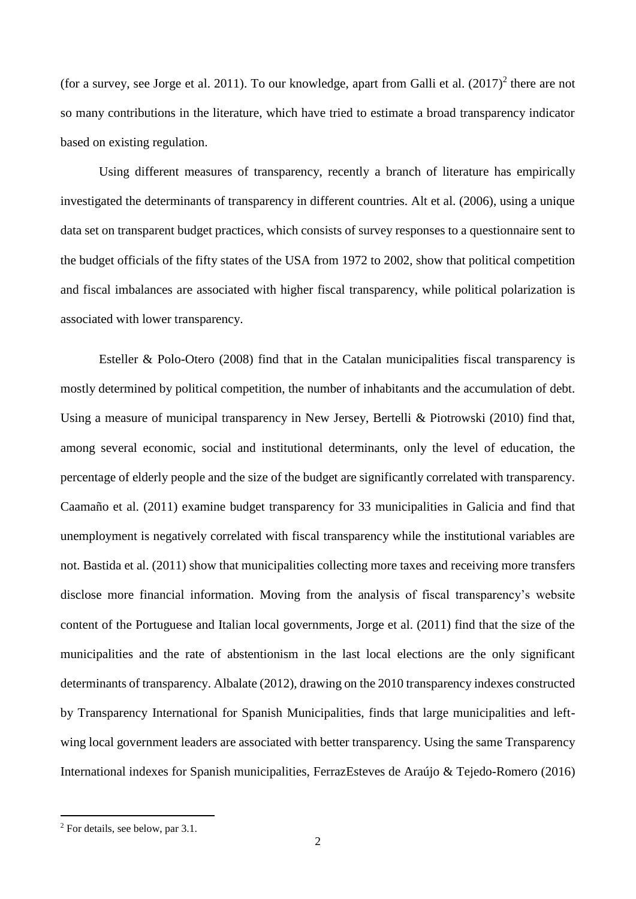(for a survey, see Jorge et al. 2011). To our knowledge, apart from Galli et al. (2017)[2] there are not so many contributions in the literature, which have tried to estimate a broad transparency indicator based on existing regulation.

Using different measures of transparency, recently a branch of literature has empirically investigated the determinants of transparency in different countries. Alt et al. (2006), using a unique data set on transparent budget practices, which consists of survey responses to a questionnaire sent to the budget officials of the fifty states of the USA from 1972 to 2002, show that political competition and fiscal imbalances are associated with higher fiscal transparency, while political polarization is associated with lower transparency.

Esteller & Polo-Otero (2008) find that in the Catalan municipalities fiscal transparency is mostly determined by political competition, the number of inhabitants and the accumulation of debt. Using a measure of municipal transparency in New Jersey, Bertelli & Piotrowski (2010) find that, among several economic, social and institutional determinants, only the level of education, the percentage of elderly people and the size of the budget are significantly correlated with transparency. Caamaño et al. (2011) examine budget transparency for 33 municipalities in Galicia and find that unemployment is negatively correlated with fiscal transparency while the institutional variables are not. Bastida et al. (2011) show that municipalities collecting more taxes and receiving more transfers disclose more financial information. Moving from the analysis of fiscal transparency's website content of the Portuguese and Italian local governments, Jorge et al. (2011) find that the size of the municipalities and the rate of abstentionism in the last local elections are the only significant determinants of transparency. Albalate (2012), drawing on the 2010 transparency indexes constructed by Transparency International for Spanish Municipalities, finds that large municipalities and left-wing local government leaders are associated with better transparency. Using the same Transparency International indexes for Spanish municipalities, FerrazEsteves de Araújo & Tejedo-Romero (2016)

[2] For details, see below, par 3.1.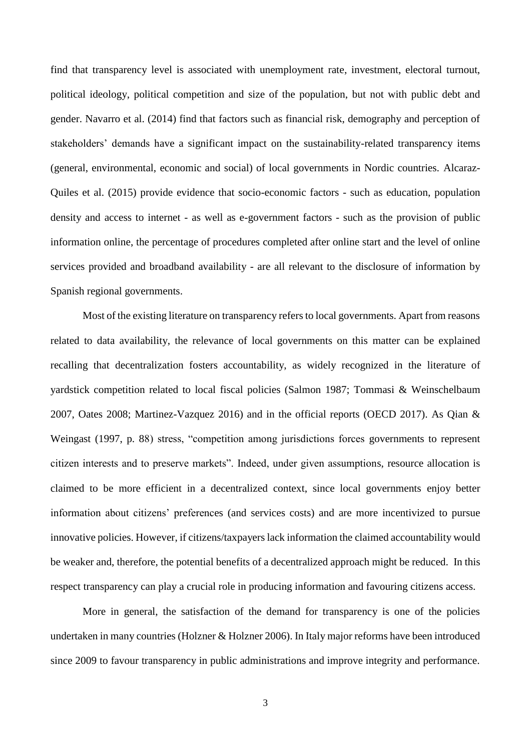find that transparency level is associated with unemployment rate, investment, electoral turnout, political ideology, political competition and size of the population, but not with public debt and gender. Navarro et al. (2014) find that factors such as financial risk, demography and perception of stakeholders' demands have a significant impact on the sustainability-related transparency items (general, environmental, economic and social) of local governments in Nordic countries. Alcaraz-Quiles et al. (2015) provide evidence that socio-economic factors - such as education, population density and access to internet - as well as e-government factors - such as the provision of public information online, the percentage of procedures completed after online start and the level of online services provided and broadband availability - are all relevant to the disclosure of information by Spanish regional governments.

Most of the existing literature on transparency refers to local governments. Apart from reasons related to data availability, the relevance of local governments on this matter can be explained recalling that decentralization fosters accountability, as widely recognized in the literature of yardstick competition related to local fiscal policies (Salmon 1987; Tommasi & Weinschelbaum 2007, Oates 2008; Martinez-Vazquez 2016) and in the official reports (OECD 2017). As Qian & Weingast (1997, p. 88) stress, "competition among jurisdictions forces governments to represent citizen interests and to preserve markets". Indeed, under given assumptions, resource allocation is claimed to be more efficient in a decentralized context, since local governments enjoy better information about citizens' preferences (and services costs) and are more incentivized to pursue innovative policies. However, if citizens/taxpayers lack information the claimed accountability would be weaker and, therefore, the potential benefits of a decentralized approach might be reduced. In this respect transparency can play a crucial role in producing information and favouring citizens access.

More in general, the satisfaction of the demand for transparency is one of the policies undertaken in many countries (Holzner & Holzner 2006). In Italy major reforms have been introduced since 2009 to favour transparency in public administrations and improve integrity and performance.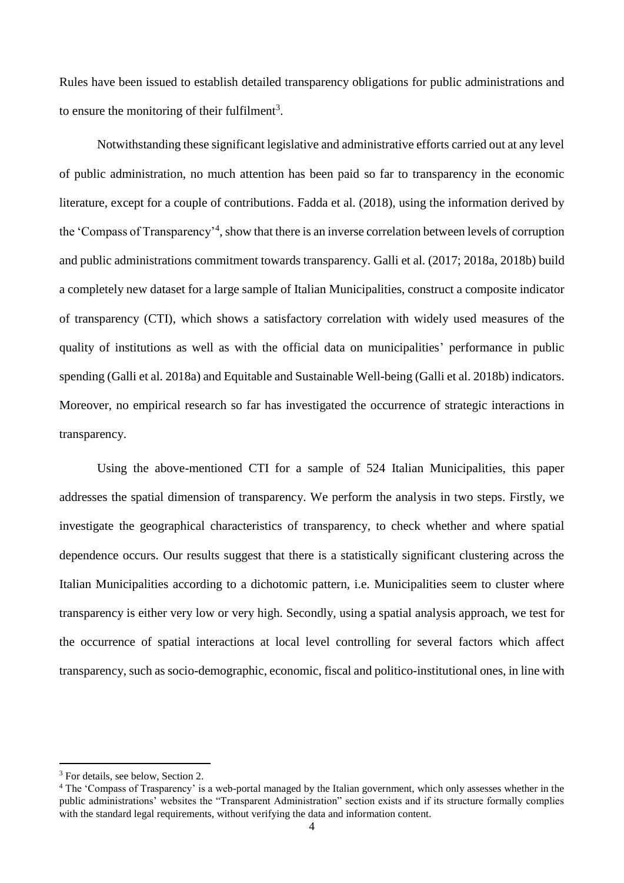Rules have been issued to establish detailed transparency obligations for public administrations and to ensure the monitoring of their fulfilment[3].

Notwithstanding these significant legislative and administrative efforts carried out at any level of public administration, no much attention has been paid so far to transparency in the economic literature, except for a couple of contributions. Fadda et al. (2018), using the information derived by the 'Compass of Transparency'[4], show that there is an inverse correlation between levels of corruption and public administrations commitment towards transparency. Galli et al. (2017; 2018a, 2018b) build a completely new dataset for a large sample of Italian Municipalities, construct a composite indicator of transparency (CTI), which shows a satisfactory correlation with widely used measures of the quality of institutions as well as with the official data on municipalities' performance in public spending (Galli et al. 2018a) and Equitable and Sustainable Well-being (Galli et al. 2018b) indicators. Moreover, no empirical research so far has investigated the occurrence of strategic interactions in transparency.

Using the above-mentioned CTI for a sample of 524 Italian Municipalities, this paper addresses the spatial dimension of transparency. We perform the analysis in two steps. Firstly, we investigate the geographical characteristics of transparency, to check whether and where spatial dependence occurs. Our results suggest that there is a statistically significant clustering across the Italian Municipalities according to a dichotomic pattern, i.e. Municipalities seem to cluster where transparency is either very low or very high. Secondly, using a spatial analysis approach, we test for the occurrence of spatial interactions at local level controlling for several factors which affect transparency, such as socio-demographic, economic, fiscal and politico-institutional ones, in line with

---

[3] For details, see below, Section 2.

[4] The 'Compass of Trasparency' is a web-portal managed by the Italian government, which only assesses whether in the public administrations' websites the "Transparent Administration" section exists and if its structure formally complies with the standard legal requirements, without verifying the data and information content.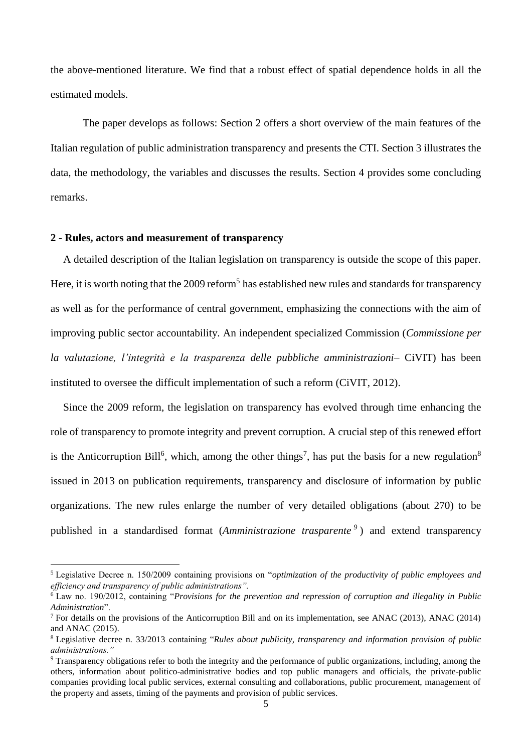the above-mentioned literature. We find that a robust effect of spatial dependence holds in all the estimated models.

The paper develops as follows: Section 2 offers a short overview of the main features of the Italian regulation of public administration transparency and presents the CTI. Section 3 illustrates the data, the methodology, the variables and discusses the results. Section 4 provides some concluding remarks.

## 2 - Rules, actors and measurement of transparency

A detailed description of the Italian legislation on transparency is outside the scope of this paper. Here, it is worth noting that the 2009 reform[5] has established new rules and standards for transparency as well as for the performance of central government, emphasizing the connections with the aim of improving public sector accountability. An independent specialized Commission (*Commissione per la valutazione, l'integrità e la trasparenza delle pubbliche amministrazioni*– CiVIT) has been instituted to oversee the difficult implementation of such a reform (CiVIT, 2012).

Since the 2009 reform, the legislation on transparency has evolved through time enhancing the role of transparency to promote integrity and prevent corruption. A crucial step of this renewed effort is the Anticorruption Bill[6], which, among the other things[7], has put the basis for a new regulation[8] issued in 2013 on publication requirements, transparency and disclosure of information by public organizations. The new rules enlarge the number of very detailed obligations (about 270) to be published in a standardised format (*Amministrazione trasparente*[9]) and extend transparency

---

[5] Legislative Decree n. 150/2009 containing provisions on "*optimization of the productivity of public employees and efficiency and transparency of public administrations".*

[6] Law no. 190/2012, containing "*Provisions for the prevention and repression of corruption and illegality in Public Administration*".

[7] For details on the provisions of the Anticorruption Bill and on its implementation, see ANAC (2013), ANAC (2014) and ANAC (2015).

[8] Legislative decree n. 33/2013 containing "*Rules about publicity, transparency and information provision of public administrations."*

[9] Transparency obligations refer to both the integrity and the performance of public organizations, including, among the others, information about politico-administrative bodies and top public managers and officials, the private-public companies providing local public services, external consulting and collaborations, public procurement, management of the property and assets, timing of the payments and provision of public services.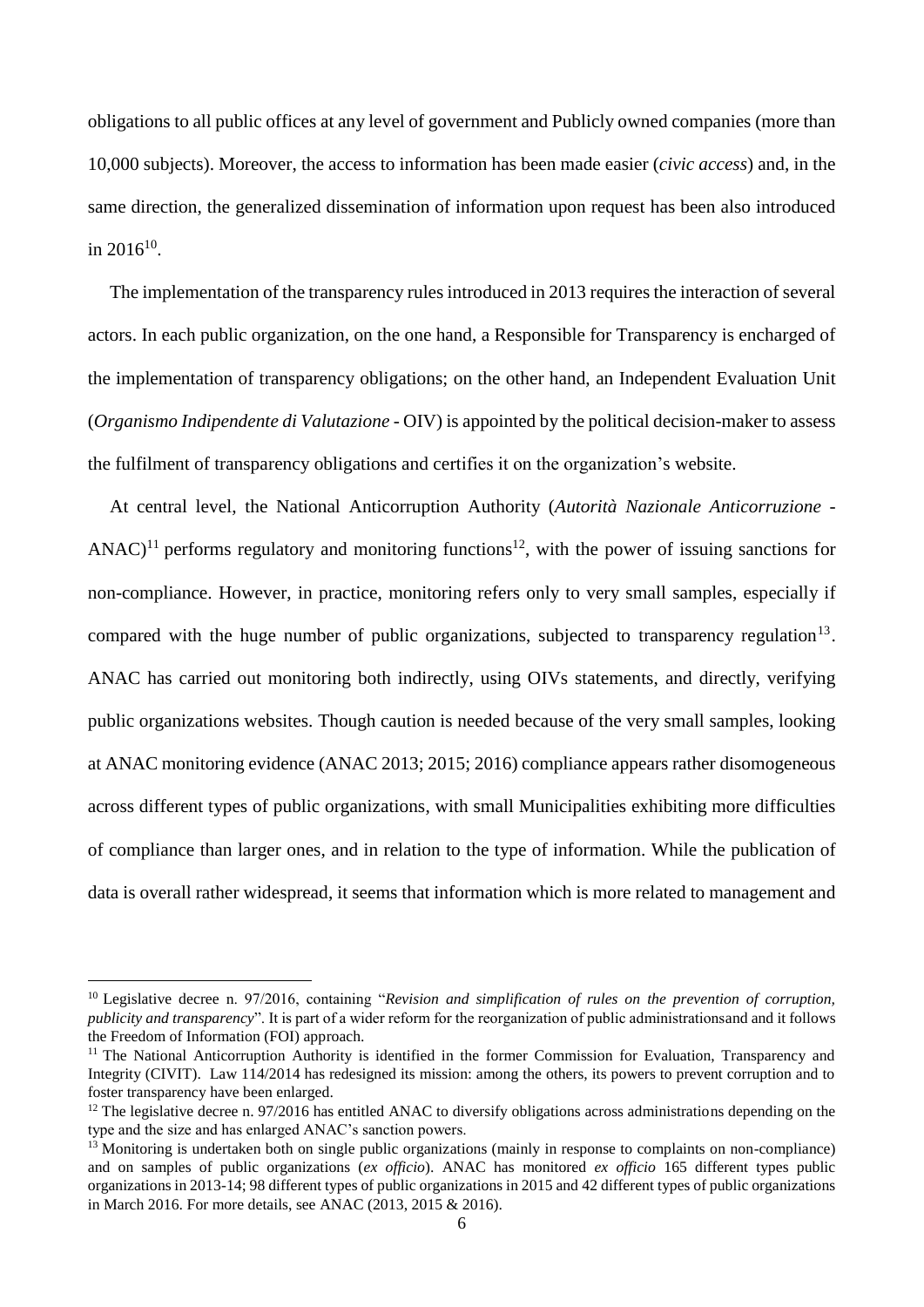obligations to all public offices at any level of government and Publicly owned companies (more than 10,000 subjects). Moreover, the access to information has been made easier (*civic access*) and, in the same direction, the generalized dissemination of information upon request has been also introduced in 2016[10].

The implementation of the transparency rules introduced in 2013 requires the interaction of several actors. In each public organization, on the one hand, a Responsible for Transparency is encharged of the implementation of transparency obligations; on the other hand, an Independent Evaluation Unit (*Organismo Indipendente di Valutazione* - OIV) is appointed by the political decision-maker to assess the fulfilment of transparency obligations and certifies it on the organization's website.

At central level, the National Anticorruption Authority (*Autorità Nazionale Anticorruzione* - ANAC)[11] performs regulatory and monitoring functions[12], with the power of issuing sanctions for non-compliance. However, in practice, monitoring refers only to very small samples, especially if compared with the huge number of public organizations, subjected to transparency regulation[13]. ANAC has carried out monitoring both indirectly, using OIVs statements, and directly, verifying public organizations websites. Though caution is needed because of the very small samples, looking at ANAC monitoring evidence (ANAC 2013; 2015; 2016) compliance appears rather disomogeneous across different types of public organizations, with small Municipalities exhibiting more difficulties of compliance than larger ones, and in relation to the type of information. While the publication of data is overall rather widespread, it seems that information which is more related to management and

---

[10] Legislative decree n. 97/2016, containing "*Revision and simplification of rules on the prevention of corruption, publicity and transparency*". It is part of a wider reform for the reorganization of public administrationsand and it follows the Freedom of Information (FOI) approach.

[11] The National Anticorruption Authority is identified in the former Commission for Evaluation, Transparency and Integrity (CIVIT). Law 114/2014 has redesigned its mission: among the others, its powers to prevent corruption and to foster transparency have been enlarged.

[12] The legislative decree n. 97/2016 has entitled ANAC to diversify obligations across administrations depending on the type and the size and has enlarged ANAC's sanction powers.

[13] Monitoring is undertaken both on single public organizations (mainly in response to complaints on non-compliance) and on samples of public organizations (*ex officio*). ANAC has monitored *ex officio* 165 different types public organizations in 2013-14; 98 different types of public organizations in 2015 and 42 different types of public organizations in March 2016. For more details, see ANAC (2013, 2015 & 2016).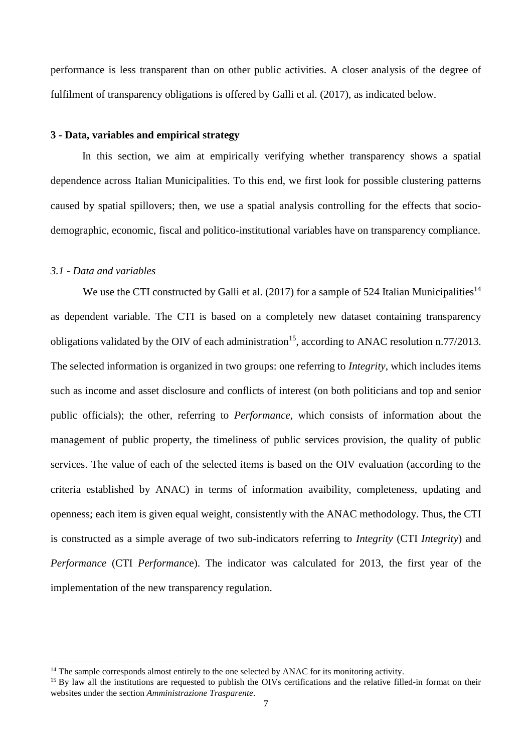performance is less transparent than on other public activities. A closer analysis of the degree of fulfilment of transparency obligations is offered by Galli et al. (2017), as indicated below.

## 3 - Data, variables and empirical strategy

In this section, we aim at empirically verifying whether transparency shows a spatial dependence across Italian Municipalities. To this end, we first look for possible clustering patterns caused by spatial spillovers; then, we use a spatial analysis controlling for the effects that socio-demographic, economic, fiscal and politico-institutional variables have on transparency compliance.

### *3.1 - Data and variables*

We use the CTI constructed by Galli et al. (2017) for a sample of 524 Italian Municipalities[14] as dependent variable. The CTI is based on a completely new dataset containing transparency obligations validated by the OIV of each administration[15], according to ANAC resolution n.77/2013. The selected information is organized in two groups: one referring to *Integrity*, which includes items such as income and asset disclosure and conflicts of interest (on both politicians and top and senior public officials); the other, referring to *Performance*, which consists of information about the management of public property, the timeliness of public services provision, the quality of public services. The value of each of the selected items is based on the OIV evaluation (according to the criteria established by ANAC) in terms of information avaibility, completeness, updating and openness; each item is given equal weight, consistently with the ANAC methodology. Thus, the CTI is constructed as a simple average of two sub-indicators referring to *Integrity* (CTI *Integrity*) and *Performance* (CTI *Performance*). The indicator was calculated for 2013, the first year of the implementation of the new transparency regulation.

---

[14] The sample corresponds almost entirely to the one selected by ANAC for its monitoring activity.

[15] By law all the institutions are requested to publish the OIVs certifications and the relative filled-in format on their websites under the section *Amministrazione Trasparente*.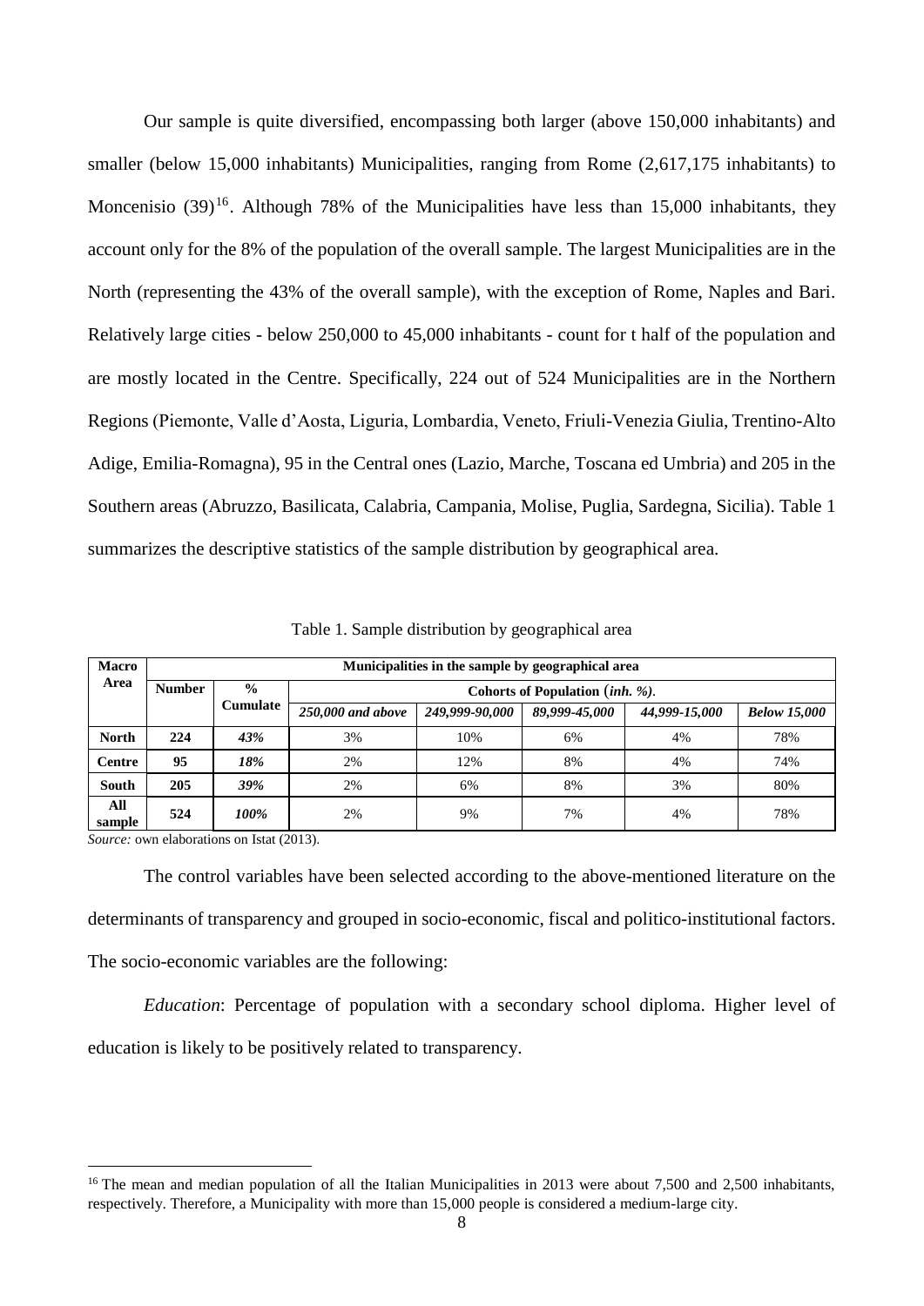Our sample is quite diversified, encompassing both larger (above 150,000 inhabitants) and smaller (below 15,000 inhabitants) Municipalities, ranging from Rome (2,617,175 inhabitants) to Moncenisio (39)[16]. Although 78% of the Municipalities have less than 15,000 inhabitants, they account only for the 8% of the population of the overall sample. The largest Municipalities are in the North (representing the 43% of the overall sample), with the exception of Rome, Naples and Bari. Relatively large cities - below 250,000 to 45,000 inhabitants - count for t half of the population and are mostly located in the Centre. Specifically, 224 out of 524 Municipalities are in the Northern Regions (Piemonte, Valle d'Aosta, Liguria, Lombardia, Veneto, Friuli-Venezia Giulia, Trentino-Alto Adige, Emilia-Romagna), 95 in the Central ones (Lazio, Marche, Toscana ed Umbria) and 205 in the Southern areas (Abruzzo, Basilicata, Calabria, Campania, Molise, Puglia, Sardegna, Sicilia). Table 1 summarizes the descriptive statistics of the sample distribution by geographical area.

Table 1. Sample distribution by geographical area

| Macro Area | Municipalities in the sample by geographical area | | | | | | |
|---|---|---|---|---|---|---|---|
| | Number | % Cumulate | Cohorts of Population (*inh. %*). | | | | |
| | | | *250,000 and above* | *249,999-90,000* | *89,999-45,000* | *44,999-15,000* | *Below 15,000* |
| **North** | **224** | ***43%*** | 3% | 10% | 6% | 4% | 78% |
| **Centre** | **95** | ***18%*** | 2% | 12% | 8% | 4% | 74% |
| **South** | **205** | ***39%*** | 2% | 6% | 8% | 3% | 80% |
| **All sample** | **524** | ***100%*** | 2% | 9% | 7% | 4% | 78% |

*Source:* own elaborations on Istat (2013).

The control variables have been selected according to the above-mentioned literature on the determinants of transparency and grouped in socio-economic, fiscal and politico-institutional factors. The socio-economic variables are the following:

*Education*: Percentage of population with a secondary school diploma. Higher level of education is likely to be positively related to transparency.

[16] The mean and median population of all the Italian Municipalities in 2013 were about 7,500 and 2,500 inhabitants, respectively. Therefore, a Municipality with more than 15,000 people is considered a medium-large city.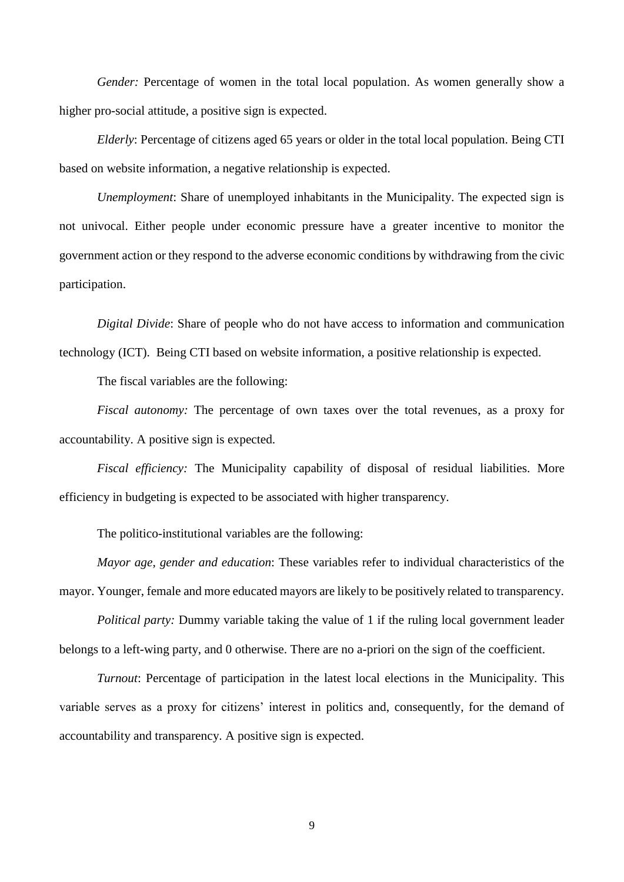*Gender:* Percentage of women in the total local population. As women generally show a higher pro-social attitude, a positive sign is expected.

*Elderly*: Percentage of citizens aged 65 years or older in the total local population. Being CTI based on website information, a negative relationship is expected.

*Unemployment*: Share of unemployed inhabitants in the Municipality. The expected sign is not univocal. Either people under economic pressure have a greater incentive to monitor the government action or they respond to the adverse economic conditions by withdrawing from the civic participation.

*Digital Divide*: Share of people who do not have access to information and communication technology (ICT). Being CTI based on website information, a positive relationship is expected.

The fiscal variables are the following:

*Fiscal autonomy:* The percentage of own taxes over the total revenues, as a proxy for accountability. A positive sign is expected.

*Fiscal efficiency:* The Municipality capability of disposal of residual liabilities. More efficiency in budgeting is expected to be associated with higher transparency.

The politico-institutional variables are the following:

*Mayor age, gender and education*: These variables refer to individual characteristics of the mayor. Younger, female and more educated mayors are likely to be positively related to transparency.

*Political party:* Dummy variable taking the value of 1 if the ruling local government leader belongs to a left-wing party, and 0 otherwise. There are no a-priori on the sign of the coefficient.

*Turnout*: Percentage of participation in the latest local elections in the Municipality. This variable serves as a proxy for citizens' interest in politics and, consequently, for the demand of accountability and transparency. A positive sign is expected.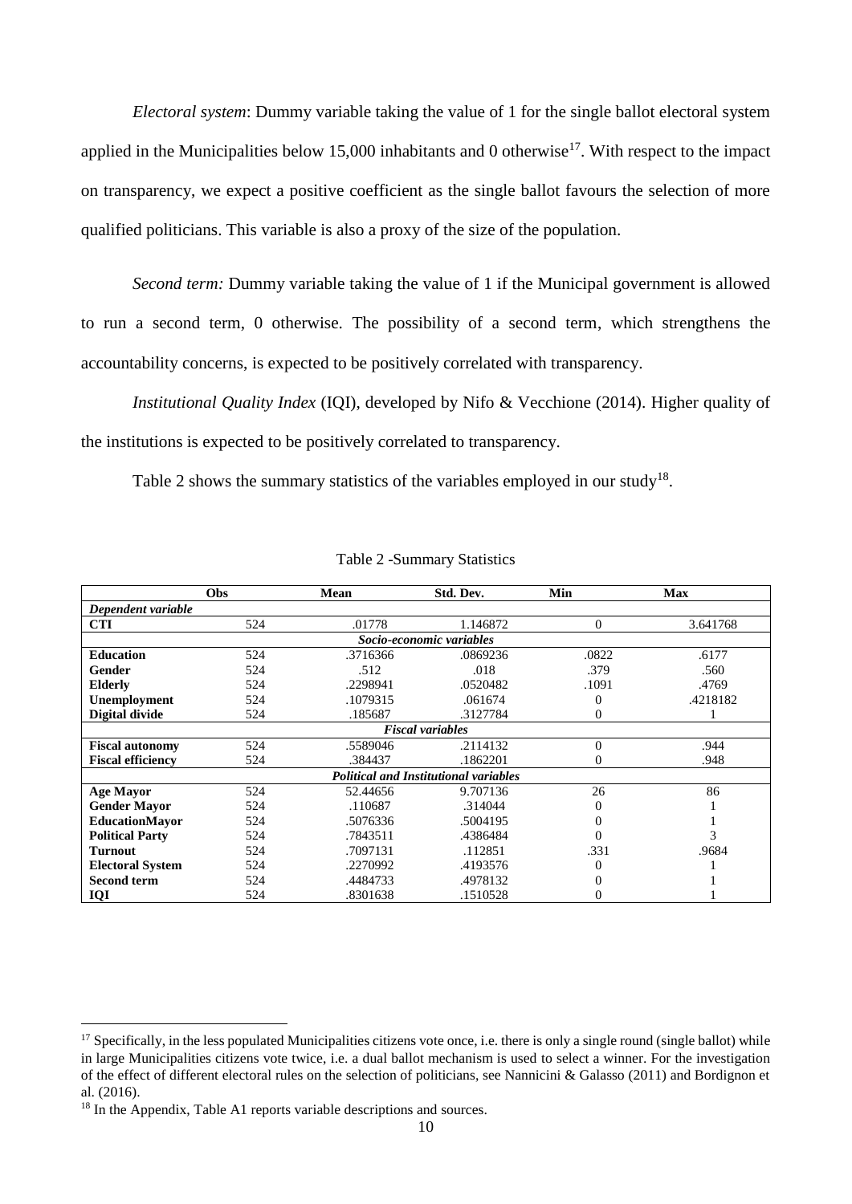*Electoral system*: Dummy variable taking the value of 1 for the single ballot electoral system applied in the Municipalities below 15,000 inhabitants and 0 otherwise[17]. With respect to the impact on transparency, we expect a positive coefficient as the single ballot favours the selection of more qualified politicians. This variable is also a proxy of the size of the population.

*Second term:* Dummy variable taking the value of 1 if the Municipal government is allowed to run a second term, 0 otherwise. The possibility of a second term, which strengthens the accountability concerns, is expected to be positively correlated with transparency.

*Institutional Quality Index* (IQI), developed by Nifo & Vecchione (2014). Higher quality of the institutions is expected to be positively correlated to transparency.

Table 2 shows the summary statistics of the variables employed in our study[18].

Table 2 -Summary Statistics

| | Obs | Mean | Std. Dev. | Min | Max |
|---|---|---|---|---|---|
| ***Dependent variable*** | | | | | |
| **CTI** | 524 | .01778 | 1.146872 | 0 | 3.641768 |
| | | | ***Socio-economic variables*** | | |
| **Education** | 524 | .3716366 | .0869236 | .0822 | .6177 |
| **Gender** | 524 | .512 | .018 | .379 | .560 |
| **Elderly** | 524 | .2298941 | .0520482 | .1091 | .4769 |
| **Unemployment** | 524 | .1079315 | .061674 | 0 | .4218182 |
| **Digital divide** | 524 | .185687 | .3127784 | 0 | 1 |
| | | | ***Fiscal variables*** | | |
| **Fiscal autonomy** | 524 | .5589046 | .2114132 | 0 | .944 |
| **Fiscal efficiency** | 524 | .384437 | .1862201 | 0 | .948 |
| | | | ***Political and Institutional variables*** | | |
| **Age Mayor** | 524 | 52.44656 | 9.707136 | 26 | 86 |
| **Gender Mayor** | 524 | .110687 | .314044 | 0 | 1 |
| **EducationMayor** | 524 | .5076336 | .5004195 | 0 | 1 |
| **Political Party** | 524 | .7843511 | .4386484 | 0 | 3 |
| **Turnout** | 524 | .7097131 | .112851 | .331 | .9684 |
| **Electoral System** | 524 | .2270992 | .4193576 | 0 | 1 |
| **Second term** | 524 | .4484733 | .4978132 | 0 | 1 |
| **IQI** | 524 | .8301638 | .1510528 | 0 | 1 |

[17] Specifically, in the less populated Municipalities citizens vote once, i.e. there is only a single round (single ballot) while in large Municipalities citizens vote twice, i.e. a dual ballot mechanism is used to select a winner. For the investigation of the effect of different electoral rules on the selection of politicians, see Nannicini & Galasso (2011) and Bordignon et al. (2016).

[18] In the Appendix, Table A1 reports variable descriptions and sources.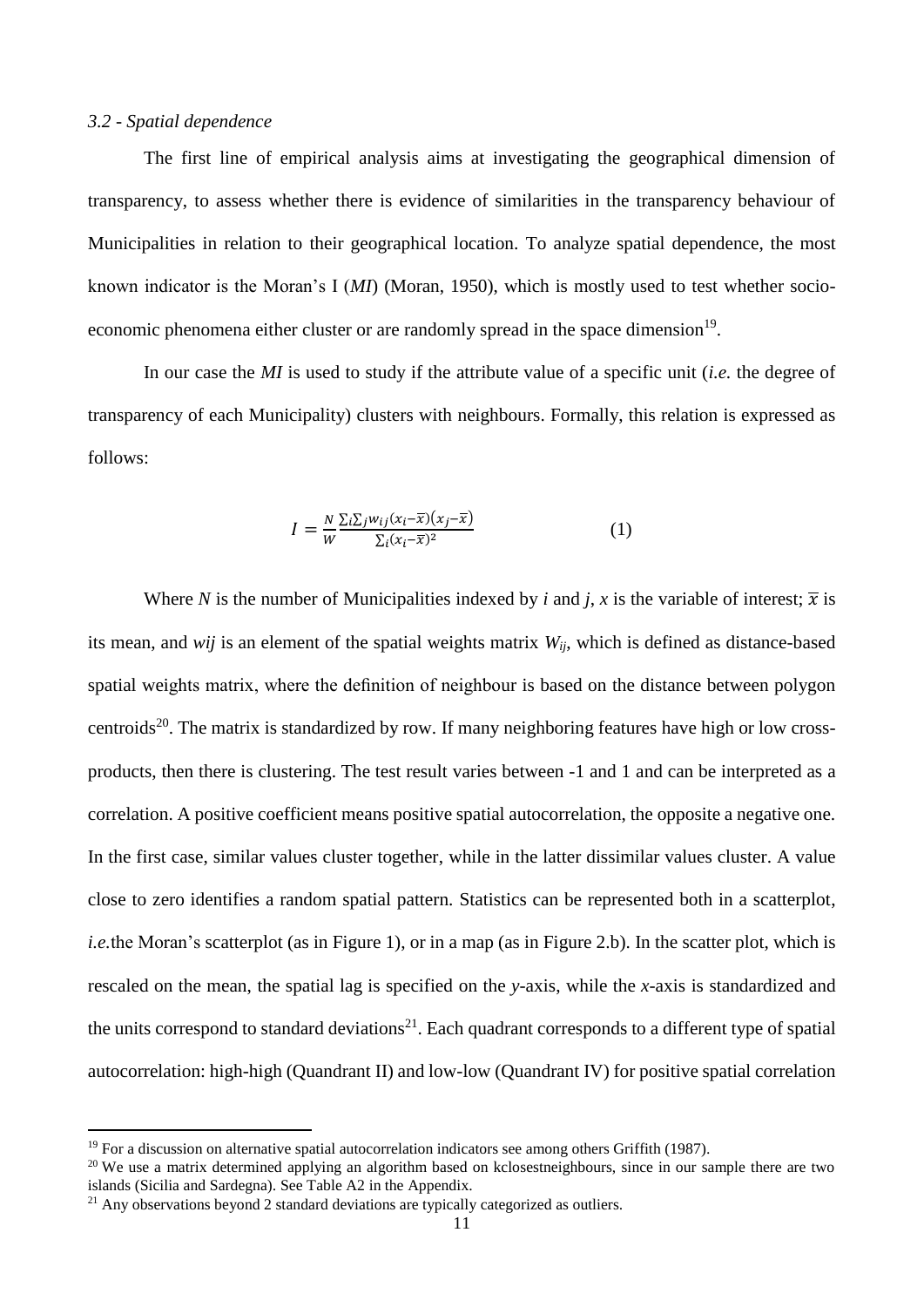### *3.2 - Spatial dependence*

The first line of empirical analysis aims at investigating the geographical dimension of transparency, to assess whether there is evidence of similarities in the transparency behaviour of Municipalities in relation to their geographical location. To analyze spatial dependence, the most known indicator is the Moran's I (*MI*) (Moran, 1950), which is mostly used to test whether socio-economic phenomena either cluster or are randomly spread in the space dimension[19].

In our case the *MI* is used to study if the attribute value of a specific unit (*i.e.* the degree of transparency of each Municipality) clusters with neighbours. Formally, this relation is expressed as follows:

$$I = \frac{N}{W} \frac{\sum_i \sum_j w_{ij}(x_i - \bar{x})(x_j - \bar{x})}{\sum_i (x_i - \bar{x})^2} \qquad (1)$$

Where $N$ is the number of Municipalities indexed by $i$ and $j$, $x$ is the variable of interest; $\bar{x}$ is its mean, and $w_{ij}$ is an element of the spatial weights matrix $W_{ij}$, which is defined as distance-based spatial weights matrix, where the definition of neighbour is based on the distance between polygon centroids[20]. The matrix is standardized by row. If many neighboring features have high or low cross-products, then there is clustering. The test result varies between -1 and 1 and can be interpreted as a correlation. A positive coefficient means positive spatial autocorrelation, the opposite a negative one. In the first case, similar values cluster together, while in the latter dissimilar values cluster. A value close to zero identifies a random spatial pattern. Statistics can be represented both in a scatterplot, *i.e.*the Moran's scatterplot (as in Figure 1), or in a map (as in Figure 2.b). In the scatter plot, which is rescaled on the mean, the spatial lag is specified on the *y*-axis, while the *x*-axis is standardized and the units correspond to standard deviations[21]. Each quadrant corresponds to a different type of spatial autocorrelation: high-high (Quandrant II) and low-low (Quandrant IV) for positive spatial correlation

---

[19] For a discussion on alternative spatial autocorrelation indicators see among others Griffith (1987).

[20] We use a matrix determined applying an algorithm based on kclosestneighbours, since in our sample there are two islands (Sicilia and Sardegna). See Table A2 in the Appendix.

[21] Any observations beyond 2 standard deviations are typically categorized as outliers.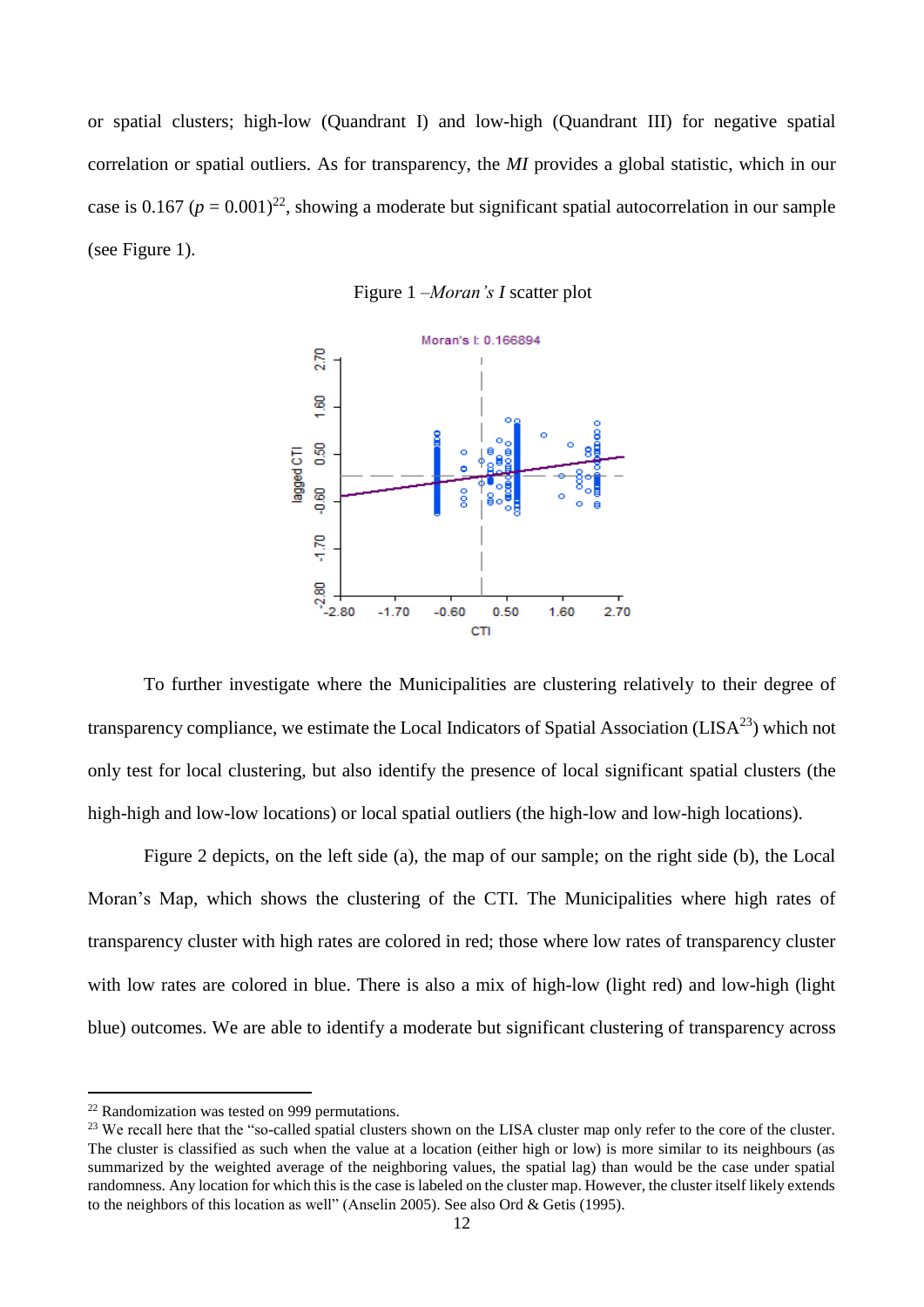or spatial clusters; high-low (Quandrant I) and low-high (Quandrant III) for negative spatial correlation or spatial outliers. As for transparency, the *MI* provides a global statistic, which in our case is 0.167 ($p$ = 0.001)[22], showing a moderate but significant spatial autocorrelation in our sample (see Figure 1).

Figure 1 –*Moran's I* scatter plot

To further investigate where the Municipalities are clustering relatively to their degree of transparency compliance, we estimate the Local Indicators of Spatial Association (LISA[23]) which not only test for local clustering, but also identify the presence of local significant spatial clusters (the high-high and low-low locations) or local spatial outliers (the high-low and low-high locations).

Figure 2 depicts, on the left side (a), the map of our sample; on the right side (b), the Local Moran's Map, which shows the clustering of the CTI. The Municipalities where high rates of transparency cluster with high rates are colored in red; those where low rates of transparency cluster with low rates are colored in blue. There is also a mix of high-low (light red) and low-high (light blue) outcomes. We are able to identify a moderate but significant clustering of transparency across

[22] Randomization was tested on 999 permutations.

[23] We recall here that the "so-called spatial clusters shown on the LISA cluster map only refer to the core of the cluster. The cluster is classified as such when the value at a location (either high or low) is more similar to its neighbours (as summarized by the weighted average of the neighboring values, the spatial lag) than would be the case under spatial randomness. Any location for which this is the case is labeled on the cluster map. However, the cluster itself likely extends to the neighbors of this location as well" (Anselin 2005). See also Ord & Getis (1995).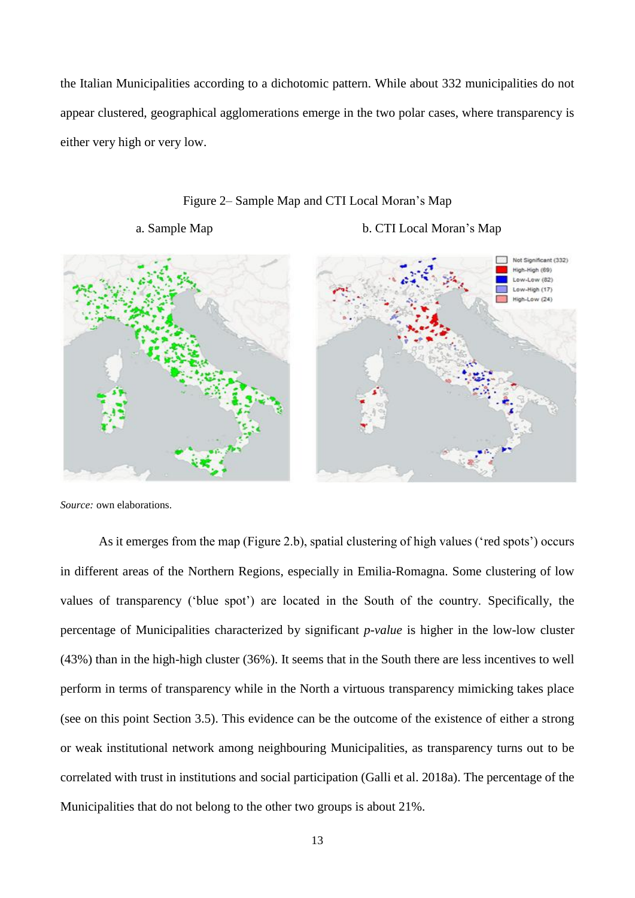the Italian Municipalities according to a dichotomic pattern. While about 332 municipalities do not appear clustered, geographical agglomerations emerge in the two polar cases, where transparency is either very high or very low.

Figure 2– Sample Map and CTI Local Moran's Map

a. Sample Map

b. CTI Local Moran's Map

*Source:* own elaborations.

As it emerges from the map (Figure 2.b), spatial clustering of high values ('red spots') occurs in different areas of the Northern Regions, especially in Emilia-Romagna. Some clustering of low values of transparency ('blue spot') are located in the South of the country. Specifically, the percentage of Municipalities characterized by significant *p-value* is higher in the low-low cluster (43%) than in the high-high cluster (36%). It seems that in the South there are less incentives to well perform in terms of transparency while in the North a virtuous transparency mimicking takes place (see on this point Section 3.5). This evidence can be the outcome of the existence of either a strong or weak institutional network among neighbouring Municipalities, as transparency turns out to be correlated with trust in institutions and social participation (Galli et al. 2018a). The percentage of the Municipalities that do not belong to the other two groups is about 21%.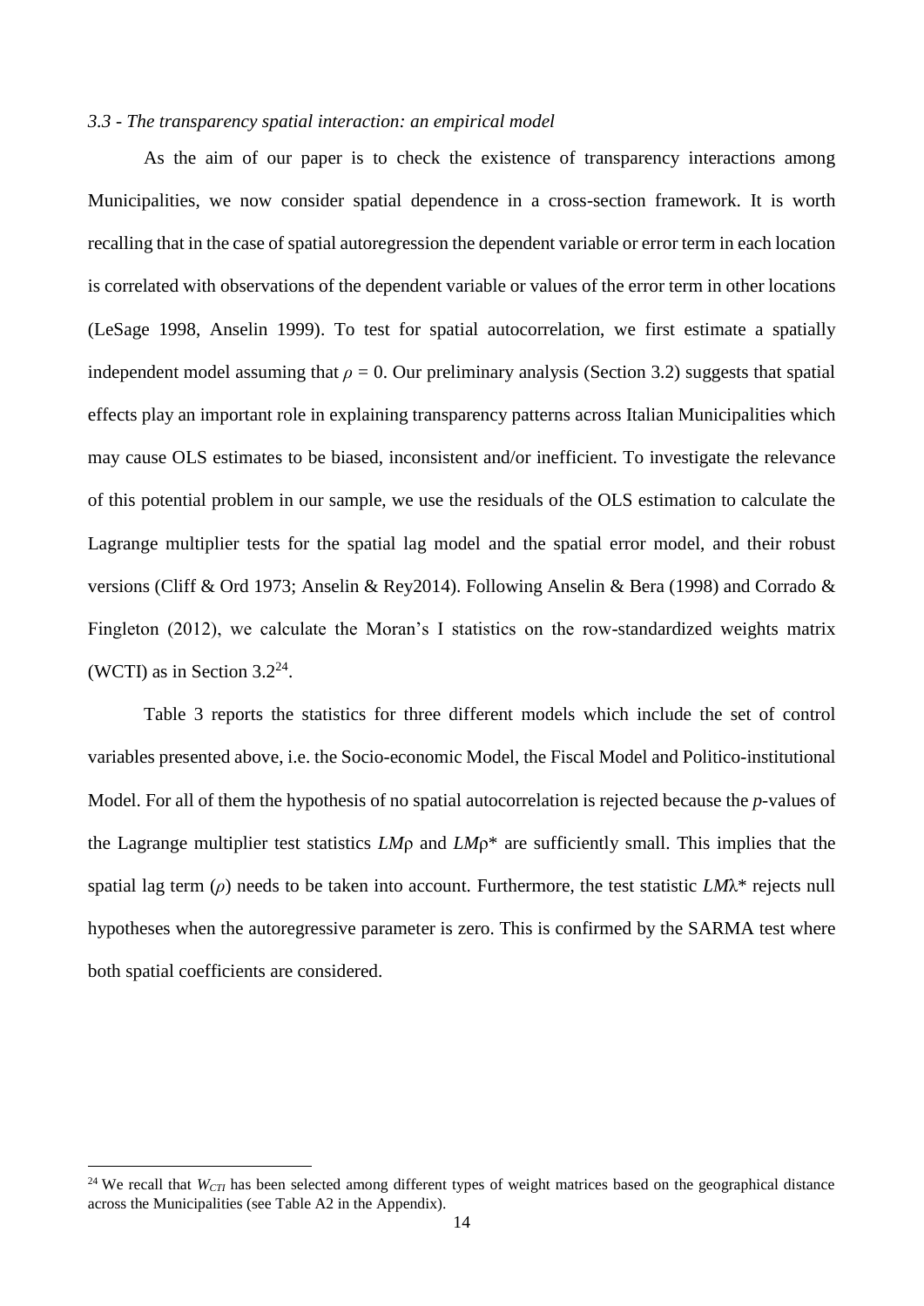*3.3 - The transparency spatial interaction: an empirical model*

As the aim of our paper is to check the existence of transparency interactions among Municipalities, we now consider spatial dependence in a cross-section framework. It is worth recalling that in the case of spatial autoregression the dependent variable or error term in each location is correlated with observations of the dependent variable or values of the error term in other locations (LeSage 1998, Anselin 1999). To test for spatial autocorrelation, we first estimate a spatially independent model assuming that $\rho = 0$. Our preliminary analysis (Section 3.2) suggests that spatial effects play an important role in explaining transparency patterns across Italian Municipalities which may cause OLS estimates to be biased, inconsistent and/or inefficient. To investigate the relevance of this potential problem in our sample, we use the residuals of the OLS estimation to calculate the Lagrange multiplier tests for the spatial lag model and the spatial error model, and their robust versions (Cliff & Ord 1973; Anselin & Rey2014). Following Anselin & Bera (1998) and Corrado & Fingleton (2012), we calculate the Moran's I statistics on the row-standardized weights matrix (WCTI) as in Section 3.2[24].

Table 3 reports the statistics for three different models which include the set of control variables presented above, i.e. the Socio-economic Model, the Fiscal Model and Politico-institutional Model. For all of them the hypothesis of no spatial autocorrelation is rejected because the *p*-values of the Lagrange multiplier test statistics $LM\rho$ and $LM\rho^*$ are sufficiently small. This implies that the spatial lag term ($\rho$) needs to be taken into account. Furthermore, the test statistic $LM\lambda^*$ rejects null hypotheses when the autoregressive parameter is zero. This is confirmed by the SARMA test where both spatial coefficients are considered.

[24] We recall that $W_{CTI}$ has been selected among different types of weight matrices based on the geographical distance across the Municipalities (see Table A2 in the Appendix).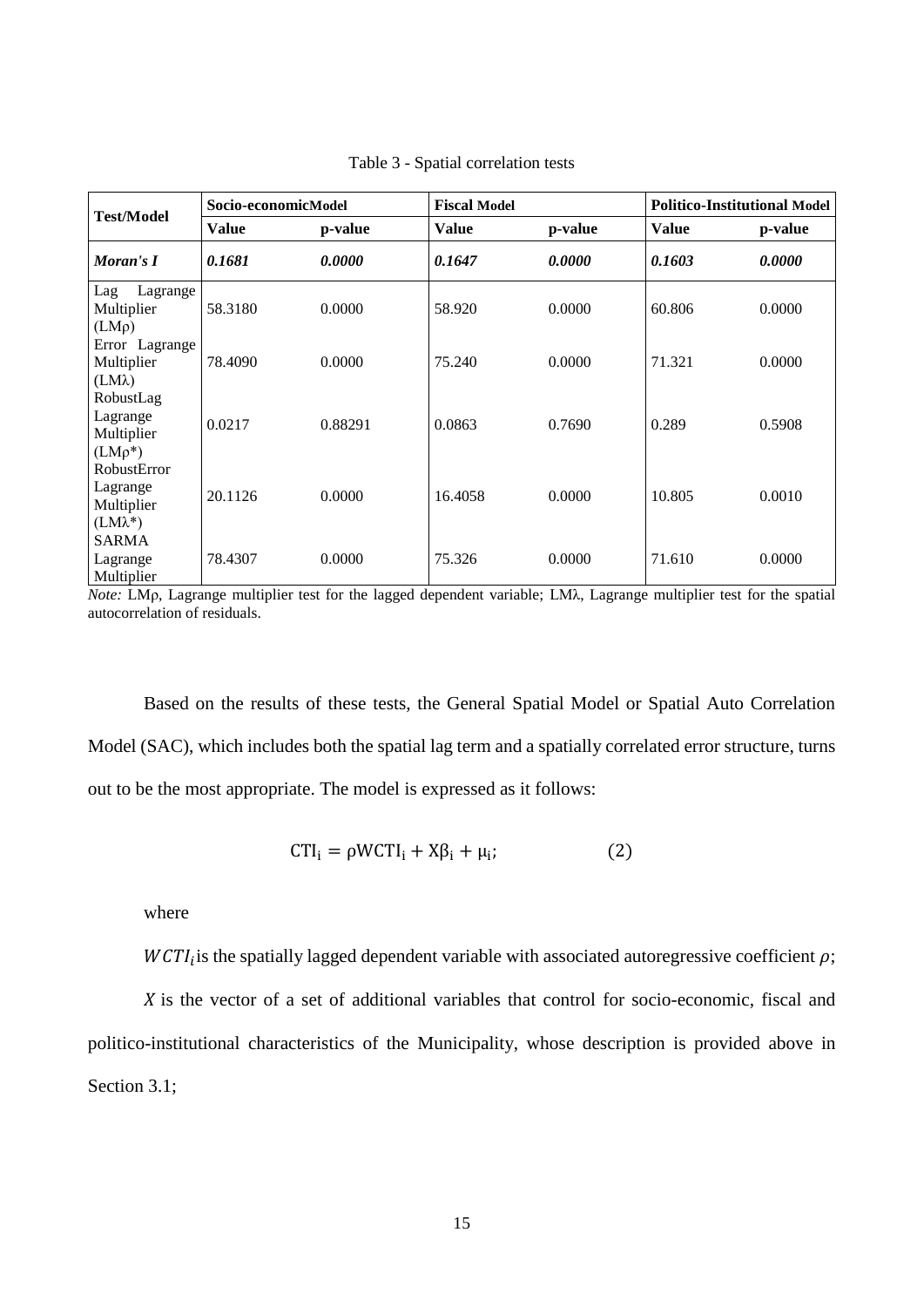Table 3 - Spatial correlation tests

| Test/Model | Socio-economicModel | | Fiscal Model | | Politico-Institutional Model | |
|---|---|---|---|---|---|---|
| | **Value** | **p-value** | **Value** | **p-value** | **Value** | **p-value** |
| ***Moran's I*** | ***0.1681*** | ***0.0000*** | ***0.1647*** | ***0.0000*** | ***0.1603*** | ***0.0000*** |
| Lag Lagrange Multiplier (LMρ) | 58.3180 | 0.0000 | 58.920 | 0.0000 | 60.806 | 0.0000 |
| Error Lagrange Multiplier (LMλ) | 78.4090 | 0.0000 | 75.240 | 0.0000 | 71.321 | 0.0000 |
| RobustLag Lagrange Multiplier (LMρ*) | 0.0217 | 0.88291 | 0.0863 | 0.7690 | 0.289 | 0.5908 |
| RobustError Lagrange Multiplier (LMλ*) | 20.1126 | 0.0000 | 16.4058 | 0.0000 | 10.805 | 0.0010 |
| SARMA Lagrange Multiplier | 78.4307 | 0.0000 | 75.326 | 0.0000 | 71.610 | 0.0000 |

*Note:* LMρ, Lagrange multiplier test for the lagged dependent variable; LMλ, Lagrange multiplier test for the spatial autocorrelation of residuals.

Based on the results of these tests, the General Spatial Model or Spatial Auto Correlation Model (SAC), which includes both the spatial lag term and a spatially correlated error structure, turns out to be the most appropriate. The model is expressed as it follows:

$$\mathrm{CTI_i} = \rho \mathrm{WCTI_i} + \mathrm{X}\beta_\mathrm{i} + \mu_\mathrm{i}; \qquad (2)$$

where

$WCTI_i$ is the spatially lagged dependent variable with associated autoregressive coefficient $\rho$;

$X$ is the vector of a set of additional variables that control for socio-economic, fiscal and politico-institutional characteristics of the Municipality, whose description is provided above in Section 3.1;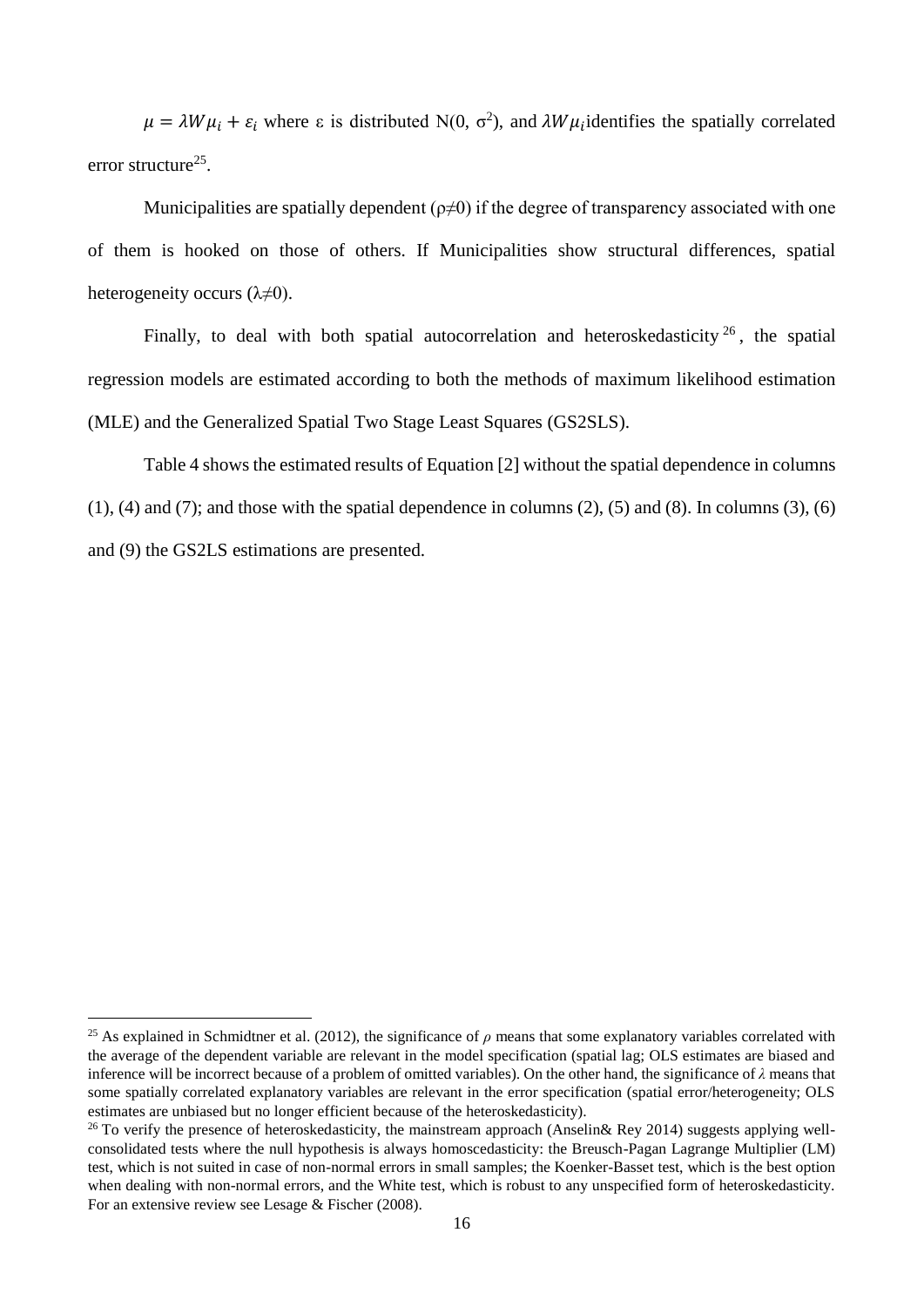$\mu = \lambda W \mu_i + \varepsilon_i$ where ε is distributed N(0, $\sigma^2$), and $\lambda W \mu_i$ identifies the spatially correlated error structure[25].

Municipalities are spatially dependent ($\rho \neq 0$) if the degree of transparency associated with one of them is hooked on those of others. If Municipalities show structural differences, spatial heterogeneity occurs ($\lambda \neq 0$).

Finally, to deal with both spatial autocorrelation and heteroskedasticity[26], the spatial regression models are estimated according to both the methods of maximum likelihood estimation (MLE) and the Generalized Spatial Two Stage Least Squares (GS2SLS).

Table 4 shows the estimated results of Equation [2] without the spatial dependence in columns (1), (4) and (7); and those with the spatial dependence in columns (2), (5) and (8). In columns (3), (6) and (9) the GS2LS estimations are presented.

---

[25] As explained in Schmidtner et al. (2012), the significance of $\rho$ means that some explanatory variables correlated with the average of the dependent variable are relevant in the model specification (spatial lag; OLS estimates are biased and inference will be incorrect because of a problem of omitted variables). On the other hand, the significance of $\lambda$ means that some spatially correlated explanatory variables are relevant in the error specification (spatial error/heterogeneity; OLS estimates are unbiased but no longer efficient because of the heteroskedasticity).

[26] To verify the presence of heteroskedasticity, the mainstream approach (Anselin& Rey 2014) suggests applying well-consolidated tests where the null hypothesis is always homoscedasticity: the Breusch-Pagan Lagrange Multiplier (LM) test, which is not suited in case of non-normal errors in small samples; the Koenker-Basset test, which is the best option when dealing with non-normal errors, and the White test, which is robust to any unspecified form of heteroskedasticity. For an extensive review see Lesage & Fischer (2008).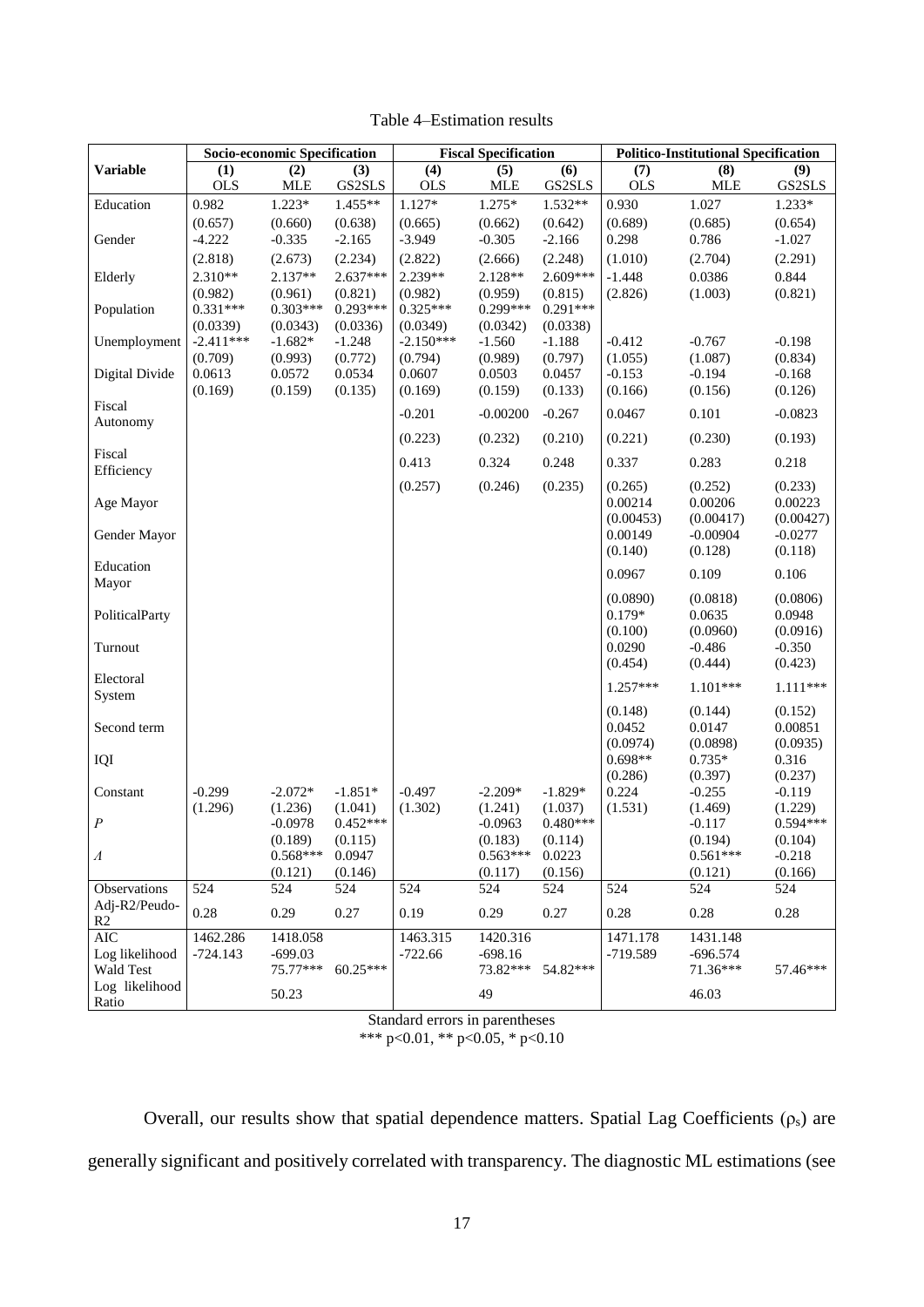Table 4–Estimation results

| | Socio-economic Specification | | | Fiscal Specification | | | Politico-Institutional Specification | | |
|---|---|---|---|---|---|---|---|---|---|
| **Variable** | (1) OLS | (2) MLE | (3) GS2SLS | (4) OLS | (5) MLE | (6) GS2SLS | (7) OLS | (8) MLE | (9) GS2SLS |
| Education | 0.982 | 1.223* | 1.455** | 1.127* | 1.275* | 1.532** | 0.930 | 1.027 | 1.233* |
| | (0.657) | (0.660) | (0.638) | (0.665) | (0.662) | (0.642) | (0.689) | (0.685) | (0.654) |
| Gender | -4.222 | -0.335 | -2.165 | -3.949 | -0.305 | -2.166 | 0.298 | 0.786 | -1.027 |
| | (2.818) | (2.673) | (2.234) | (2.822) | (2.666) | (2.248) | (1.010) | (2.704) | (2.291) |
| Elderly | 2.310** | 2.137** | 2.637*** | 2.239** | 2.128** | 2.609*** | -1.448 | 0.0386 | 0.844 |
| | (0.982) | (0.961) | (0.821) | (0.982) | (0.959) | (0.815) | (2.826) | (1.003) | (0.821) |
| Population | 0.331*** | 0.303*** | 0.293*** | 0.325*** | 0.299*** | 0.291*** | | | |
| | (0.0339) | (0.0343) | (0.0336) | (0.0349) | (0.0342) | (0.0338) | | | |
| Unemployment | -2.411*** | -1.682* | -1.248 | -2.150*** | -1.560 | -1.188 | -0.412 | -0.767 | -0.198 |
| | (0.709) | (0.993) | (0.772) | (0.794) | (0.989) | (0.797) | (1.055) | (1.087) | (0.834) |
| Digital Divide | 0.0613 | 0.0572 | 0.0534 | 0.0607 | 0.0503 | 0.0457 | -0.153 | -0.194 | -0.168 |
| | (0.169) | (0.159) | (0.135) | (0.169) | (0.159) | (0.133) | (0.166) | (0.156) | (0.126) |
| Fiscal Autonomy | | | | -0.201 | -0.00200 | -0.267 | 0.0467 | 0.101 | -0.0823 |
| | | | | (0.223) | (0.232) | (0.210) | (0.221) | (0.230) | (0.193) |
| Fiscal Efficiency | | | | 0.413 | 0.324 | 0.248 | 0.337 | 0.283 | 0.218 |
| | | | | (0.257) | (0.246) | (0.235) | (0.265) | (0.252) | (0.233) |
| Age Mayor | | | | | | | 0.00214 | 0.00206 | 0.00223 |
| | | | | | | | (0.00453) | (0.00417) | (0.00427) |
| Gender Mayor | | | | | | | 0.00149 | -0.00904 | -0.0277 |
| | | | | | | | (0.140) | (0.128) | (0.118) |
| Education Mayor | | | | | | | 0.0967 | 0.109 | 0.106 |
| | | | | | | | (0.0890) | (0.0818) | (0.0806) |
| PoliticalParty | | | | | | | 0.179* | 0.0635 | 0.0948 |
| | | | | | | | (0.100) | (0.0960) | (0.0916) |
| Turnout | | | | | | | 0.0290 | -0.486 | -0.350 |
| | | | | | | | (0.454) | (0.444) | (0.423) |
| Electoral System | | | | | | | 1.257*** | 1.101*** | 1.111*** |
| | | | | | | | (0.148) | (0.144) | (0.152) |
| Second term | | | | | | | 0.0452 | 0.0147 | 0.00851 |
| | | | | | | | (0.0974) | (0.0898) | (0.0935) |
| IQI | | | | | | | 0.698** | 0.735* | 0.316 |
| | | | | | | | (0.286) | (0.397) | (0.237) |
| Constant | -0.299 | -2.072* | -1.851* | -0.497 | -2.209* | -1.829* | 0.224 | -0.255 | -0.119 |
| | (1.296) | (1.236) | (1.041) | (1.302) | (1.241) | (1.037) | (1.531) | (1.469) | (1.229) |
| $P$ | | -0.0978 | 0.452*** | | -0.0963 | 0.480*** | | -0.117 | 0.594*** |
| | | (0.189) | (0.115) | | (0.183) | (0.114) | | (0.194) | (0.104) |
| $\Lambda$ | | 0.568*** | 0.0947 | | 0.563*** | 0.0223 | | 0.561*** | -0.218 |
| | | (0.121) | (0.146) | | (0.117) | (0.156) | | (0.121) | (0.166) |
| Observations | 524 | 524 | 524 | 524 | 524 | 524 | 524 | 524 | 524 |
| Adj-R2/Peudo-R2 | 0.28 | 0.29 | 0.27 | 0.19 | 0.29 | 0.27 | 0.28 | 0.28 | 0.28 |
| AIC | 1462.286 | 1418.058 | | 1463.315 | 1420.316 | | 1471.178 | 1431.148 | |
| Log likelihood | -724.143 | -699.03 | | -722.66 | -698.16 | | -719.589 | -696.574 | |
| Wald Test | | 75.77*** | 60.25*** | | 73.82*** | 54.82*** | | 71.36*** | 57.46*** |
| Log likelihood Ratio | | 50.23 | | | 49 | | | 46.03 | |

Standard errors in parentheses
*** p<0.01, ** p<0.05, * p<0.10

Overall, our results show that spatial dependence matters. Spatial Lag Coefficients ($\rho_s$) are generally significant and positively correlated with transparency. The diagnostic ML estimations (see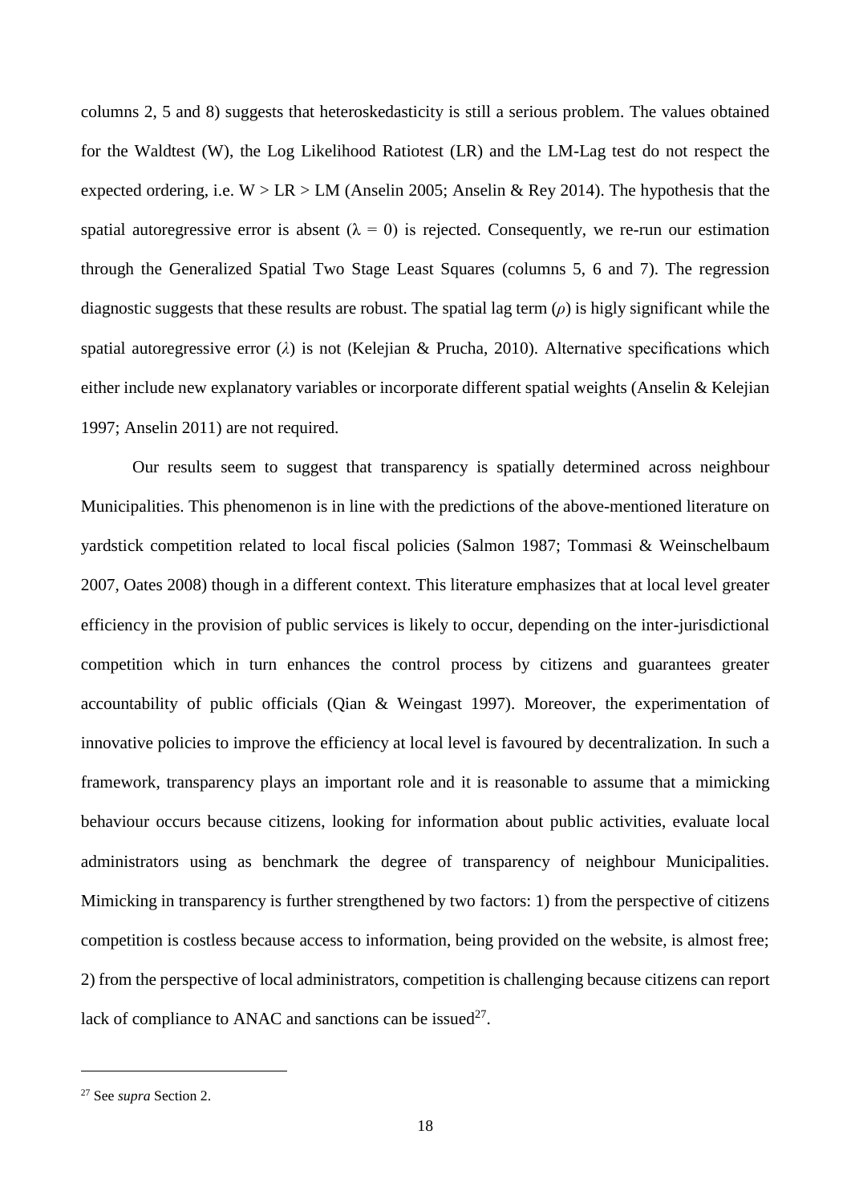columns 2, 5 and 8) suggests that heteroskedasticity is still a serious problem. The values obtained for the Waldtest (W), the Log Likelihood Ratiotest (LR) and the LM-Lag test do not respect the expected ordering, i.e. W > LR > LM (Anselin 2005; Anselin & Rey 2014). The hypothesis that the spatial autoregressive error is absent ($\lambda = 0$) is rejected. Consequently, we re-run our estimation through the Generalized Spatial Two Stage Least Squares (columns 5, 6 and 7). The regression diagnostic suggests that these results are robust. The spatial lag term ($\rho$) is higly significant while the spatial autoregressive error ($\lambda$) is not (Kelejian & Prucha, 2010). Alternative specifications which either include new explanatory variables or incorporate different spatial weights (Anselin & Kelejian 1997; Anselin 2011) are not required.

Our results seem to suggest that transparency is spatially determined across neighbour Municipalities. This phenomenon is in line with the predictions of the above-mentioned literature on yardstick competition related to local fiscal policies (Salmon 1987; Tommasi & Weinschelbaum 2007, Oates 2008) though in a different context. This literature emphasizes that at local level greater efficiency in the provision of public services is likely to occur, depending on the inter-jurisdictional competition which in turn enhances the control process by citizens and guarantees greater accountability of public officials (Qian & Weingast 1997). Moreover, the experimentation of innovative policies to improve the efficiency at local level is favoured by decentralization. In such a framework, transparency plays an important role and it is reasonable to assume that a mimicking behaviour occurs because citizens, looking for information about public activities, evaluate local administrators using as benchmark the degree of transparency of neighbour Municipalities. Mimicking in transparency is further strengthened by two factors: 1) from the perspective of citizens competition is costless because access to information, being provided on the website, is almost free; 2) from the perspective of local administrators, competition is challenging because citizens can report lack of compliance to ANAC and sanctions can be issued[27].

---

[27] See *supra* Section 2.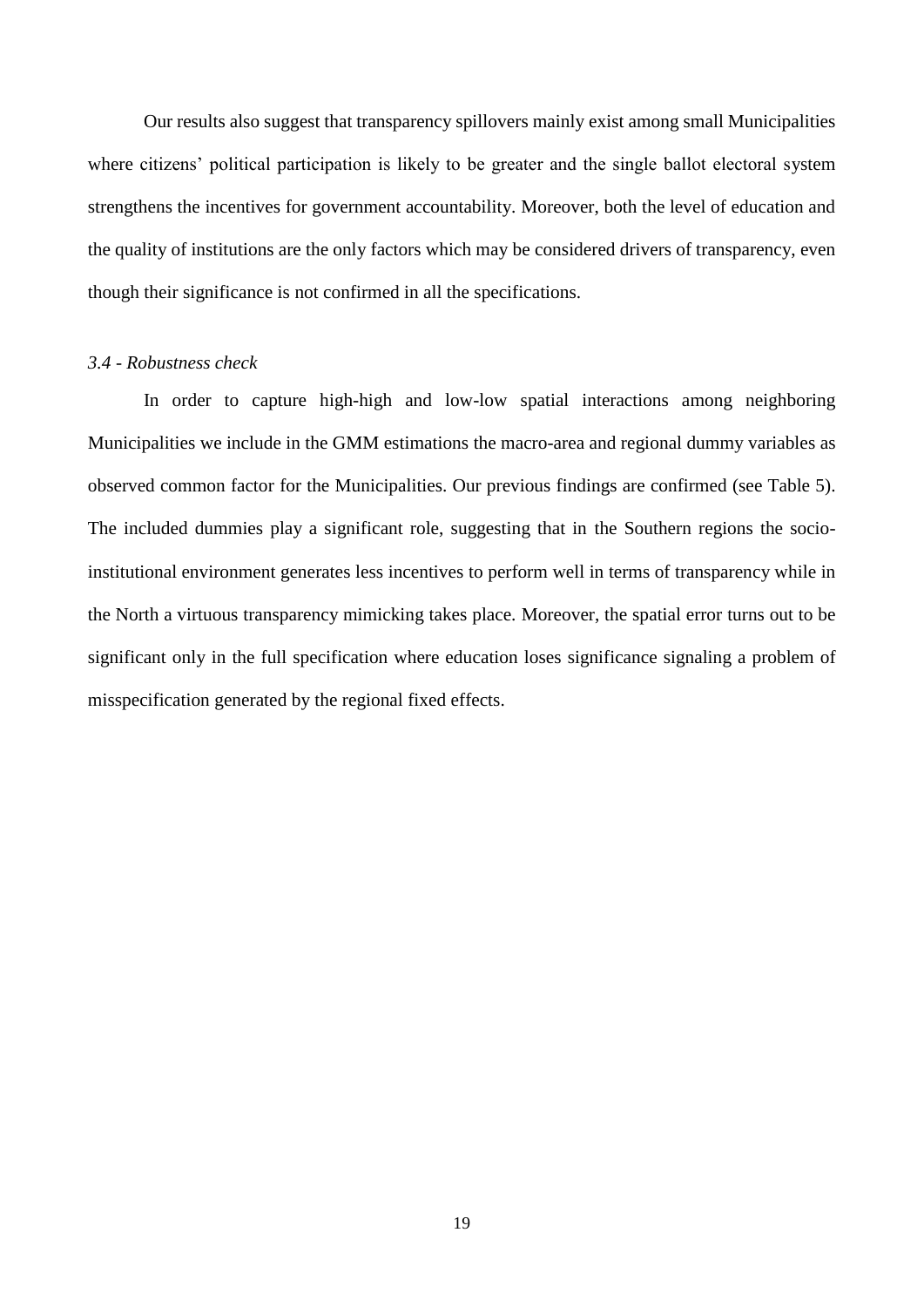Our results also suggest that transparency spillovers mainly exist among small Municipalities where citizens' political participation is likely to be greater and the single ballot electoral system strengthens the incentives for government accountability. Moreover, both the level of education and the quality of institutions are the only factors which may be considered drivers of transparency, even though their significance is not confirmed in all the specifications.

### *3.4 - Robustness check*

In order to capture high-high and low-low spatial interactions among neighboring Municipalities we include in the GMM estimations the macro-area and regional dummy variables as observed common factor for the Municipalities. Our previous findings are confirmed (see Table 5). The included dummies play a significant role, suggesting that in the Southern regions the socio-institutional environment generates less incentives to perform well in terms of transparency while in the North a virtuous transparency mimicking takes place. Moreover, the spatial error turns out to be significant only in the full specification where education loses significance signaling a problem of misspecification generated by the regional fixed effects.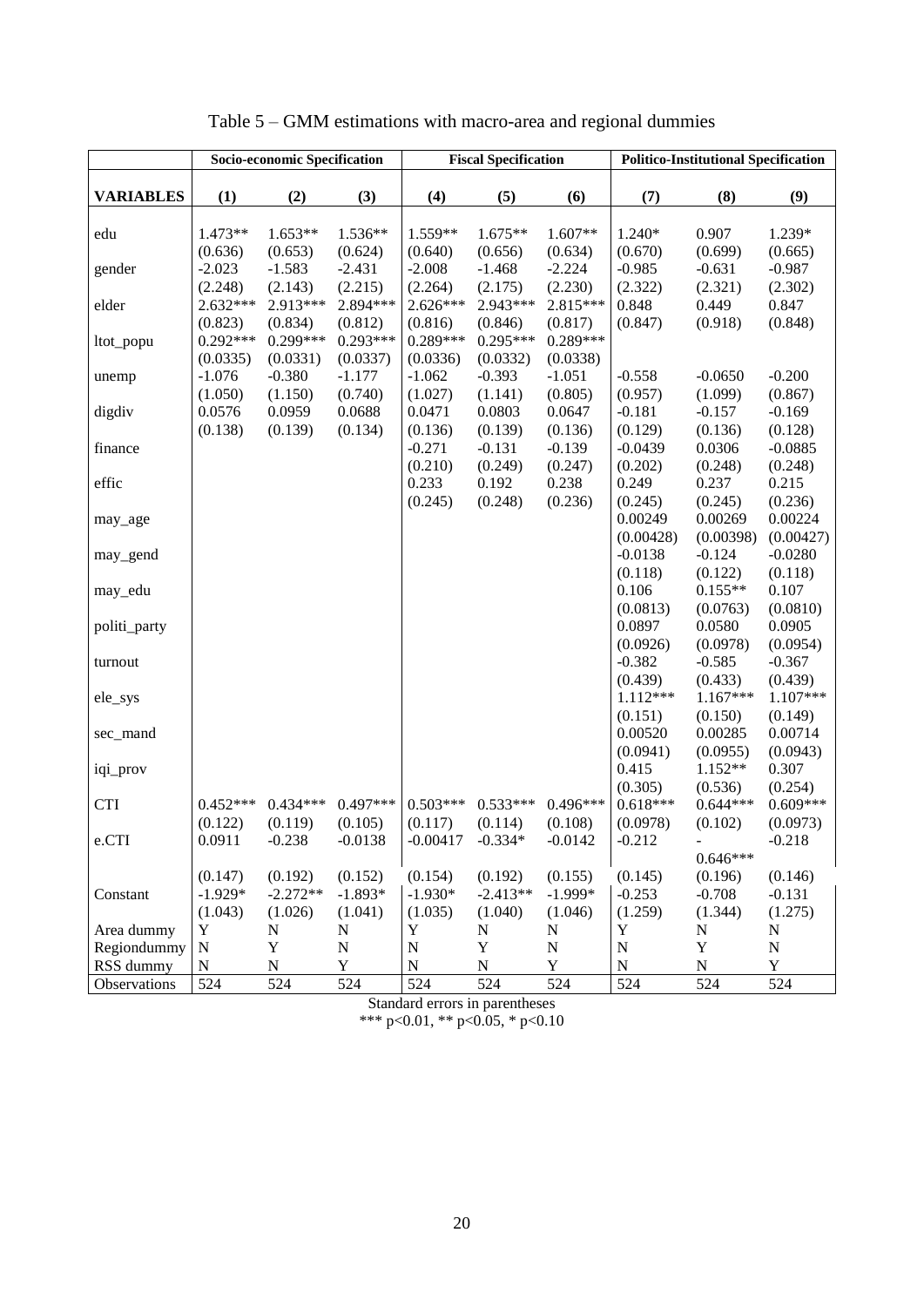Table 5 – GMM estimations with macro-area and regional dummies

| | Socio-economic Specification | | | Fiscal Specification | | | Politico-Institutional Specification | | |
|---|---|---|---|---|---|---|---|---|---|
| **VARIABLES** | **(1)** | **(2)** | **(3)** | **(4)** | **(5)** | **(6)** | **(7)** | **(8)** | **(9)** |
| edu | 1.473** | 1.653** | 1.536** | 1.559** | 1.675** | 1.607** | 1.240* | 0.907 | 1.239* |
| | (0.636) | (0.653) | (0.624) | (0.640) | (0.656) | (0.634) | (0.670) | (0.699) | (0.665) |
| gender | -2.023 | -1.583 | -2.431 | -2.008 | -1.468 | -2.224 | -0.985 | -0.631 | -0.987 |
| | (2.248) | (2.143) | (2.215) | (2.264) | (2.175) | (2.230) | (2.322) | (2.321) | (2.302) |
| elder | 2.632*** | 2.913*** | 2.894*** | 2.626*** | 2.943*** | 2.815*** | 0.848 | 0.449 | 0.847 |
| | (0.823) | (0.834) | (0.812) | (0.816) | (0.846) | (0.817) | (0.847) | (0.918) | (0.848) |
| ltot_popu | 0.292*** | 0.299*** | 0.293*** | 0.289*** | 0.295*** | 0.289*** | | | |
| | (0.0335) | (0.0331) | (0.0337) | (0.0336) | (0.0332) | (0.0338) | | | |
| unemp | -1.076 | -0.380 | -1.177 | -1.062 | -0.393 | -1.051 | -0.558 | -0.0650 | -0.200 |
| | (1.050) | (1.150) | (0.740) | (1.027) | (1.141) | (0.805) | (0.957) | (1.099) | (0.867) |
| digdiv | 0.0576 | 0.0959 | 0.0688 | 0.0471 | 0.0803 | 0.0647 | -0.181 | -0.157 | -0.169 |
| | (0.138) | (0.139) | (0.134) | (0.136) | (0.139) | (0.136) | (0.129) | (0.136) | (0.128) |
| finance | | | | -0.271 | -0.131 | -0.139 | -0.0439 | 0.0306 | -0.0885 |
| | | | | (0.210) | (0.249) | (0.247) | (0.202) | (0.248) | (0.248) |
| effic | | | | 0.233 | 0.192 | 0.238 | 0.249 | 0.237 | 0.215 |
| | | | | (0.245) | (0.248) | (0.236) | (0.245) | (0.245) | (0.236) |
| may_age | | | | | | | 0.00249 | 0.00269 | 0.00224 |
| | | | | | | | (0.00428) | (0.00398) | (0.00427) |
| may_gend | | | | | | | -0.0138 | -0.124 | -0.0280 |
| | | | | | | | (0.118) | (0.122) | (0.118) |
| may_edu | | | | | | | 0.106 | 0.155** | 0.107 |
| | | | | | | | (0.0813) | (0.0763) | (0.0810) |
| politi_party | | | | | | | 0.0897 | 0.0580 | 0.0905 |
| | | | | | | | (0.0926) | (0.0978) | (0.0954) |
| turnout | | | | | | | -0.382 | -0.585 | -0.367 |
| | | | | | | | (0.439) | (0.433) | (0.439) |
| ele_sys | | | | | | | 1.112*** | 1.167*** | 1.107*** |
| | | | | | | | (0.151) | (0.150) | (0.149) |
| sec_mand | | | | | | | 0.00520 | 0.00285 | 0.00714 |
| | | | | | | | (0.0941) | (0.0955) | (0.0943) |
| iqi_prov | | | | | | | 0.415 | 1.152** | 0.307 |
| | | | | | | | (0.305) | (0.536) | (0.254) |
| CTI | 0.452*** | 0.434*** | 0.497*** | 0.503*** | 0.533*** | 0.496*** | 0.618*** | 0.644*** | 0.609*** |
| | (0.122) | (0.119) | (0.105) | (0.117) | (0.114) | (0.108) | (0.0978) | (0.102) | (0.0973) |
| e.CTI | 0.0911 | -0.238 | -0.0138 | -0.00417 | -0.334* | -0.0142 | -0.212 | -0.646*** | -0.218 |
| | (0.147) | (0.192) | (0.152) | (0.154) | (0.192) | (0.155) | (0.145) | (0.196) | (0.146) |
| Constant | -1.929* | -2.272** | -1.893* | -1.930* | -2.413** | -1.999* | -0.253 | -0.708 | -0.131 |
| | (1.043) | (1.026) | (1.041) | (1.035) | (1.040) | (1.046) | (1.259) | (1.344) | (1.275) |
| Area dummy | Y | N | N | Y | N | N | Y | N | N |
| Regiondummy | N | Y | N | N | Y | N | N | Y | N |
| RSS dummy | N | N | Y | N | N | Y | N | N | Y |
| Observations | 524 | 524 | 524 | 524 | 524 | 524 | 524 | 524 | 524 |

Standard errors in parentheses
*** p<0.01, ** p<0.05, * p<0.10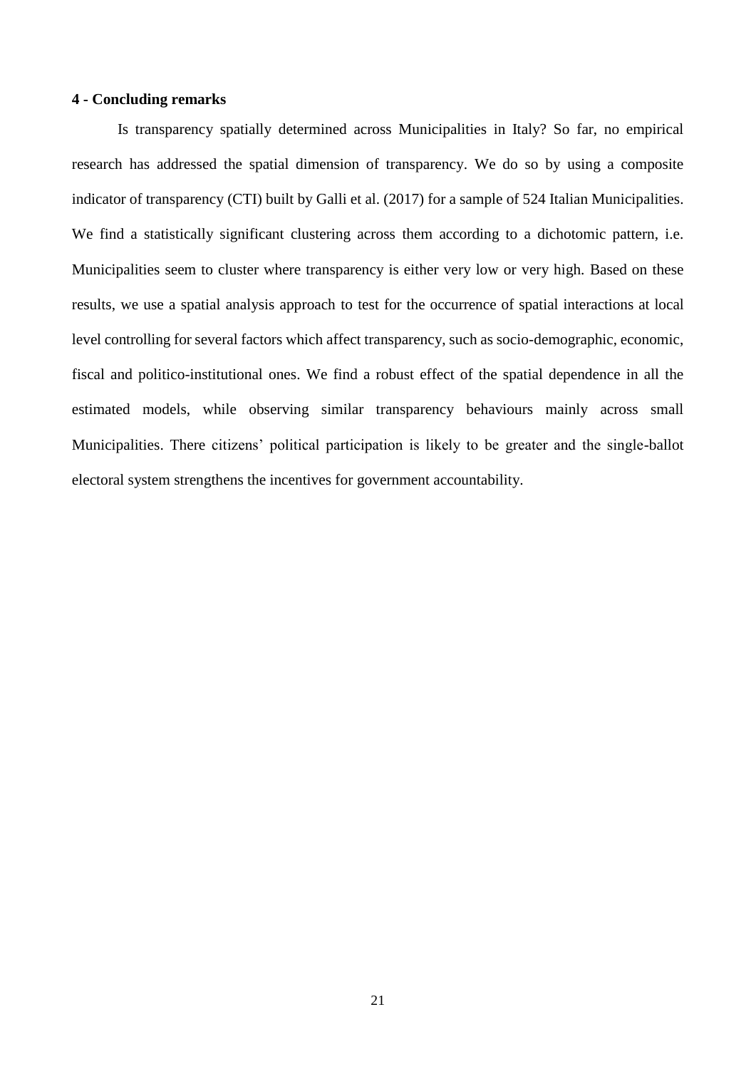**4 - Concluding remarks**

Is transparency spatially determined across Municipalities in Italy? So far, no empirical research has addressed the spatial dimension of transparency. We do so by using a composite indicator of transparency (CTI) built by Galli et al. (2017) for a sample of 524 Italian Municipalities. We find a statistically significant clustering across them according to a dichotomic pattern, i.e. Municipalities seem to cluster where transparency is either very low or very high. Based on these results, we use a spatial analysis approach to test for the occurrence of spatial interactions at local level controlling for several factors which affect transparency, such as socio-demographic, economic, fiscal and politico-institutional ones. We find a robust effect of the spatial dependence in all the estimated models, while observing similar transparency behaviours mainly across small Municipalities. There citizens' political participation is likely to be greater and the single-ballot electoral system strengthens the incentives for government accountability.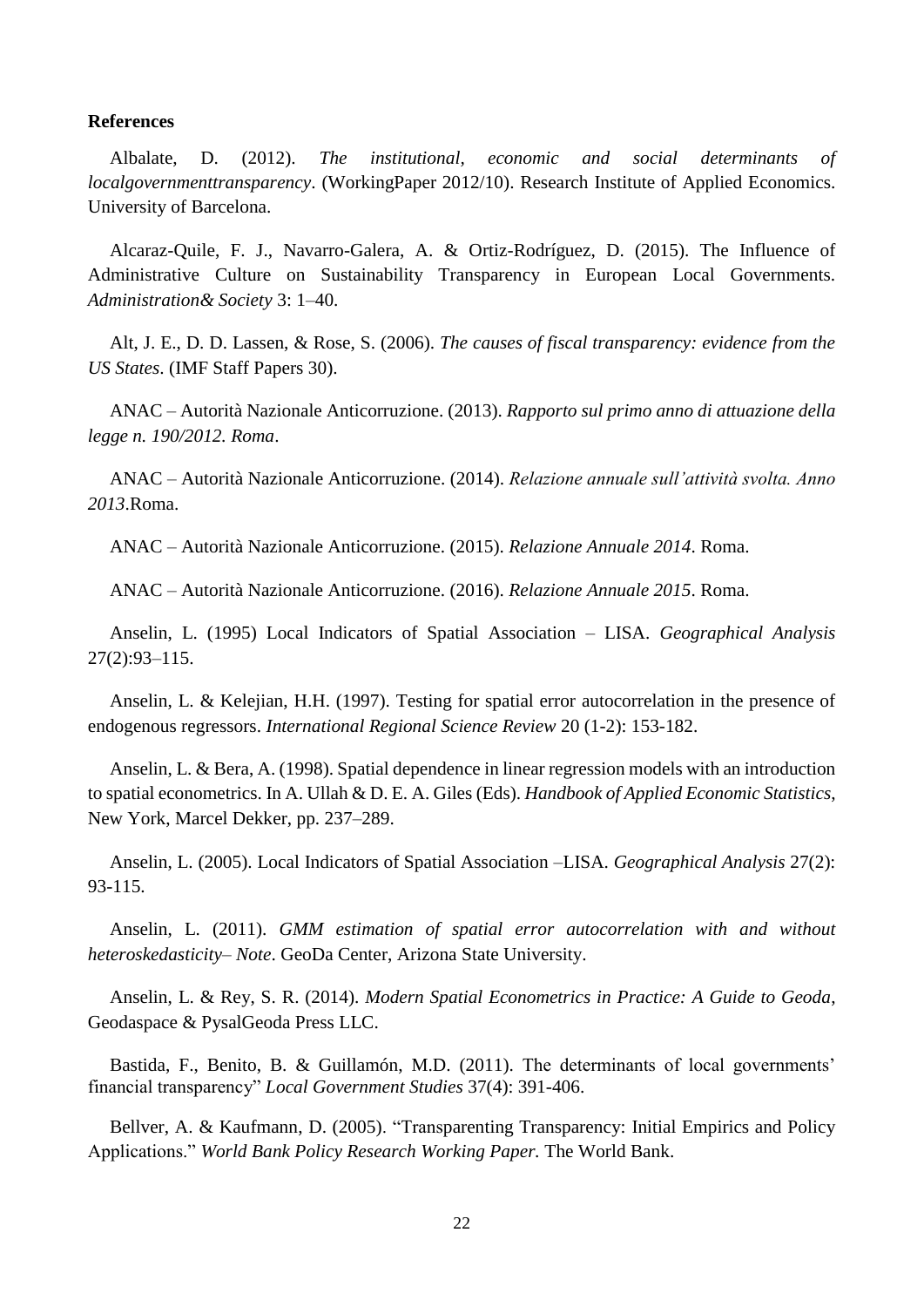**References**

Albalate, D. (2012). *The institutional, economic and social determinants of localgovernmenttransparency*. (WorkingPaper 2012/10). Research Institute of Applied Economics. University of Barcelona.

Alcaraz-Quile, F. J., Navarro-Galera, A. & Ortiz-Rodríguez, D. (2015). The Influence of Administrative Culture on Sustainability Transparency in European Local Governments. *Administration& Society* 3: 1–40.

Alt, J. E., D. D. Lassen, & Rose, S. (2006). *The causes of fiscal transparency: evidence from the US States*. (IMF Staff Papers 30).

ANAC – Autorità Nazionale Anticorruzione. (2013). *Rapporto sul primo anno di attuazione della legge n. 190/2012. Roma*.

ANAC – Autorità Nazionale Anticorruzione. (2014). *Relazione annuale sull'attività svolta. Anno 2013*.Roma.

ANAC – Autorità Nazionale Anticorruzione. (2015). *Relazione Annuale 2014*. Roma.

ANAC – Autorità Nazionale Anticorruzione. (2016). *Relazione Annuale 2015*. Roma.

Anselin, L. (1995) Local Indicators of Spatial Association – LISA. *Geographical Analysis* 27(2):93–115.

Anselin, L. & Kelejian, H.H. (1997). Testing for spatial error autocorrelation in the presence of endogenous regressors. *International Regional Science Review* 20 (1-2): 153-182.

Anselin, L. & Bera, A. (1998). Spatial dependence in linear regression models with an introduction to spatial econometrics. In A. Ullah & D. E. A. Giles (Eds). *Handbook of Applied Economic Statistics*, New York, Marcel Dekker, pp. 237–289.

Anselin, L. (2005). Local Indicators of Spatial Association –LISA. *Geographical Analysis* 27(2): 93-115.

Anselin, L. (2011). *GMM estimation of spatial error autocorrelation with and without heteroskedasticity– Note*. GeoDa Center, Arizona State University.

Anselin, L. & Rey, S. R. (2014). *Modern Spatial Econometrics in Practice: A Guide to Geoda*, Geodaspace & PysalGeoda Press LLC.

Bastida, F., Benito, B. & Guillamón, M.D. (2011). The determinants of local governments' financial transparency" *Local Government Studies* 37(4): 391-406.

Bellver, A. & Kaufmann, D. (2005). "Transparenting Transparency: Initial Empirics and Policy Applications." *World Bank Policy Research Working Paper.* The World Bank.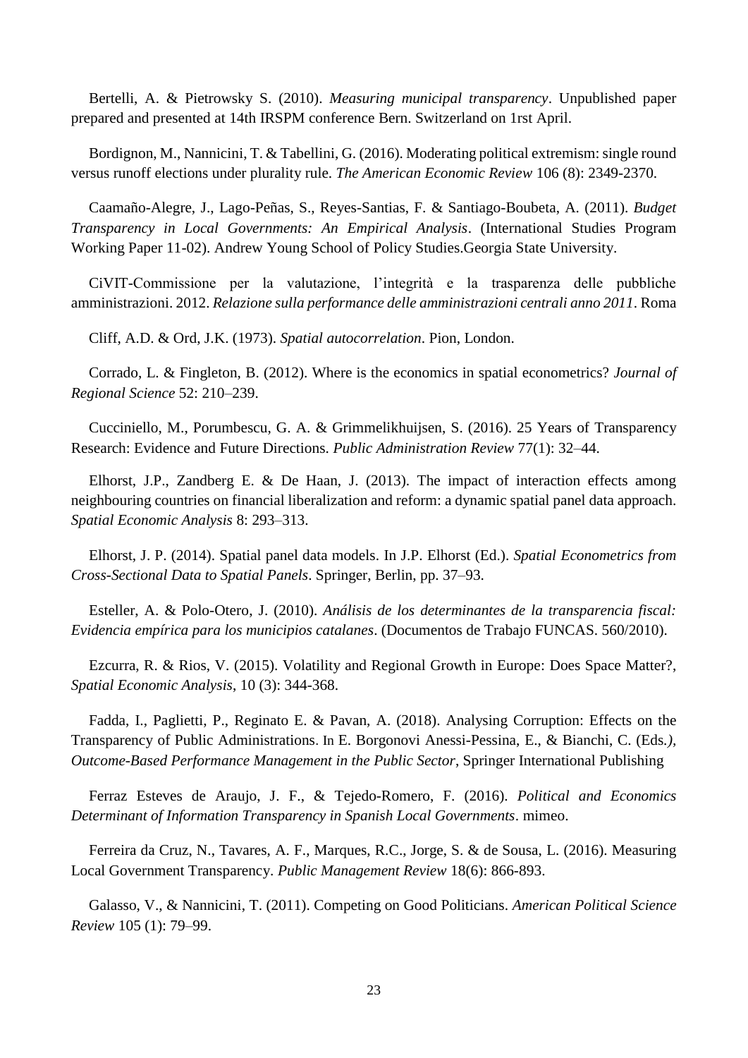Bertelli, A. & Pietrowsky S. (2010). *Measuring municipal transparency*. Unpublished paper prepared and presented at 14th IRSPM conference Bern. Switzerland on 1rst April.

Bordignon, M., Nannicini, T. & Tabellini, G. (2016). Moderating political extremism: single round versus runoff elections under plurality rule. *The American Economic Review* 106 (8): 2349-2370.

Caamaño-Alegre, J., Lago-Peñas, S., Reyes-Santias, F. & Santiago-Boubeta, A. (2011). *Budget Transparency in Local Governments: An Empirical Analysis*. (International Studies Program Working Paper 11-02). Andrew Young School of Policy Studies.Georgia State University.

CiVIT-Commissione per la valutazione, l'integrità e la trasparenza delle pubbliche amministrazioni. 2012. *Relazione sulla performance delle amministrazioni centrali anno 2011*. Roma

Cliff, A.D. & Ord, J.K. (1973). *Spatial autocorrelation*. Pion, London.

Corrado, L. & Fingleton, B. (2012). Where is the economics in spatial econometrics? *Journal of Regional Science* 52: 210–239.

Cucciniello, M., Porumbescu, G. A. & Grimmelikhuijsen, S. (2016). 25 Years of Transparency Research: Evidence and Future Directions. *Public Administration Review* 77(1): 32–44.

Elhorst, J.P., Zandberg E. & De Haan, J. (2013). The impact of interaction effects among neighbouring countries on financial liberalization and reform: a dynamic spatial panel data approach. *Spatial Economic Analysis* 8: 293–313.

Elhorst, J. P. (2014). Spatial panel data models. In J.P. Elhorst (Ed.). *Spatial Econometrics from Cross-Sectional Data to Spatial Panels*. Springer, Berlin, pp. 37–93.

Esteller, A. & Polo-Otero, J. (2010). *Análisis de los determinantes de la transparencia fiscal: Evidencia empírica para los municipios catalanes*. (Documentos de Trabajo FUNCAS. 560/2010).

Ezcurra, R. & Rios, V. (2015). Volatility and Regional Growth in Europe: Does Space Matter?, *Spatial Economic Analysis*, 10 (3): 344-368.

Fadda, I., Paglietti, P., Reginato E. & Pavan, A. (2018). Analysing Corruption: Effects on the Transparency of Public Administrations. In E. Borgonovi Anessi-Pessina, E., & Bianchi, C. (Eds.), *Outcome-Based Performance Management in the Public Sector*, Springer International Publishing

Ferraz Esteves de Araujo, J. F., & Tejedo-Romero, F. (2016). *Political and Economics Determinant of Information Transparency in Spanish Local Governments*. mimeo.

Ferreira da Cruz, N., Tavares, A. F., Marques, R.C., Jorge, S. & de Sousa, L. (2016). Measuring Local Government Transparency. *Public Management Review* 18(6): 866-893.

Galasso, V., & Nannicini, T. (2011). Competing on Good Politicians. *American Political Science Review* 105 (1): 79–99.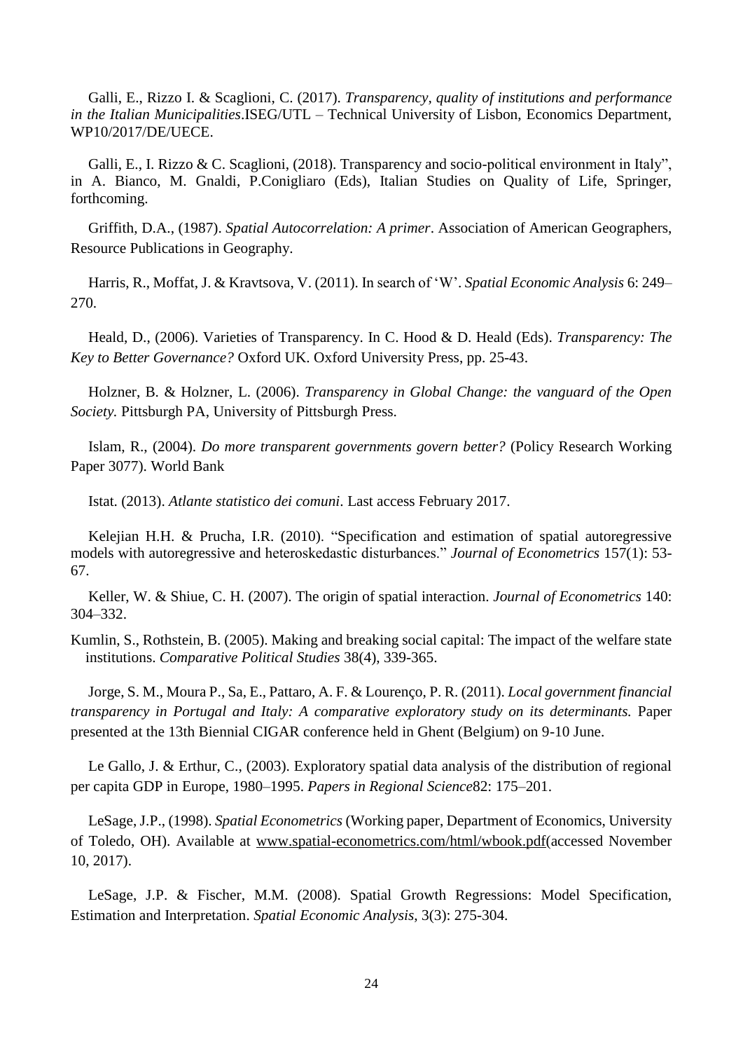Galli, E., Rizzo I. & Scaglioni, C. (2017). *Transparency, quality of institutions and performance in the Italian Municipalities*.ISEG/UTL – Technical University of Lisbon, Economics Department, WP10/2017/DE/UECE.

Galli, E., I. Rizzo & C. Scaglioni, (2018). Transparency and socio-political environment in Italy", in A. Bianco, M. Gnaldi, P.Conigliaro (Eds), Italian Studies on Quality of Life, Springer, forthcoming.

Griffith, D.A., (1987). *Spatial Autocorrelation: A primer*. Association of American Geographers, Resource Publications in Geography.

Harris, R., Moffat, J. & Kravtsova, V. (2011). In search of 'W'. *Spatial Economic Analysis* 6: 249–270.

Heald, D., (2006). Varieties of Transparency. In C. Hood & D. Heald (Eds). *Transparency: The Key to Better Governance?* Oxford UK. Oxford University Press, pp. 25-43.

Holzner, B. & Holzner, L. (2006). *Transparency in Global Change: the vanguard of the Open Society.* Pittsburgh PA, University of Pittsburgh Press.

Islam, R., (2004). *Do more transparent governments govern better?* (Policy Research Working Paper 3077). World Bank

Istat. (2013). *Atlante statistico dei comuni*. Last access February 2017.

Kelejian H.H. & Prucha, I.R. (2010). "Specification and estimation of spatial autoregressive models with autoregressive and heteroskedastic disturbances." *Journal of Econometrics* 157(1): 53-67.

Keller, W. & Shiue, C. H. (2007). The origin of spatial interaction. *Journal of Econometrics* 140: 304–332.

Kumlin, S., Rothstein, B. (2005). Making and breaking social capital: The impact of the welfare state institutions. *Comparative Political Studies* 38(4), 339-365.

Jorge, S. M., Moura P., Sa, E., Pattaro, A. F. & Lourenço, P. R. (2011). *Local government financial transparency in Portugal and Italy: A comparative exploratory study on its determinants.* Paper presented at the 13th Biennial CIGAR conference held in Ghent (Belgium) on 9-10 June.

Le Gallo, J. & Erthur, C., (2003). Exploratory spatial data analysis of the distribution of regional per capita GDP in Europe, 1980–1995. *Papers in Regional Science*82: 175–201.

LeSage, J.P., (1998). *Spatial Econometrics* (Working paper, Department of Economics, University of Toledo, OH). Available at www.spatial-econometrics.com/html/wbook.pdf(accessed November 10, 2017).

LeSage, J.P. & Fischer, M.M. (2008). Spatial Growth Regressions: Model Specification, Estimation and Interpretation. *Spatial Economic Analysis*, 3(3): 275-304.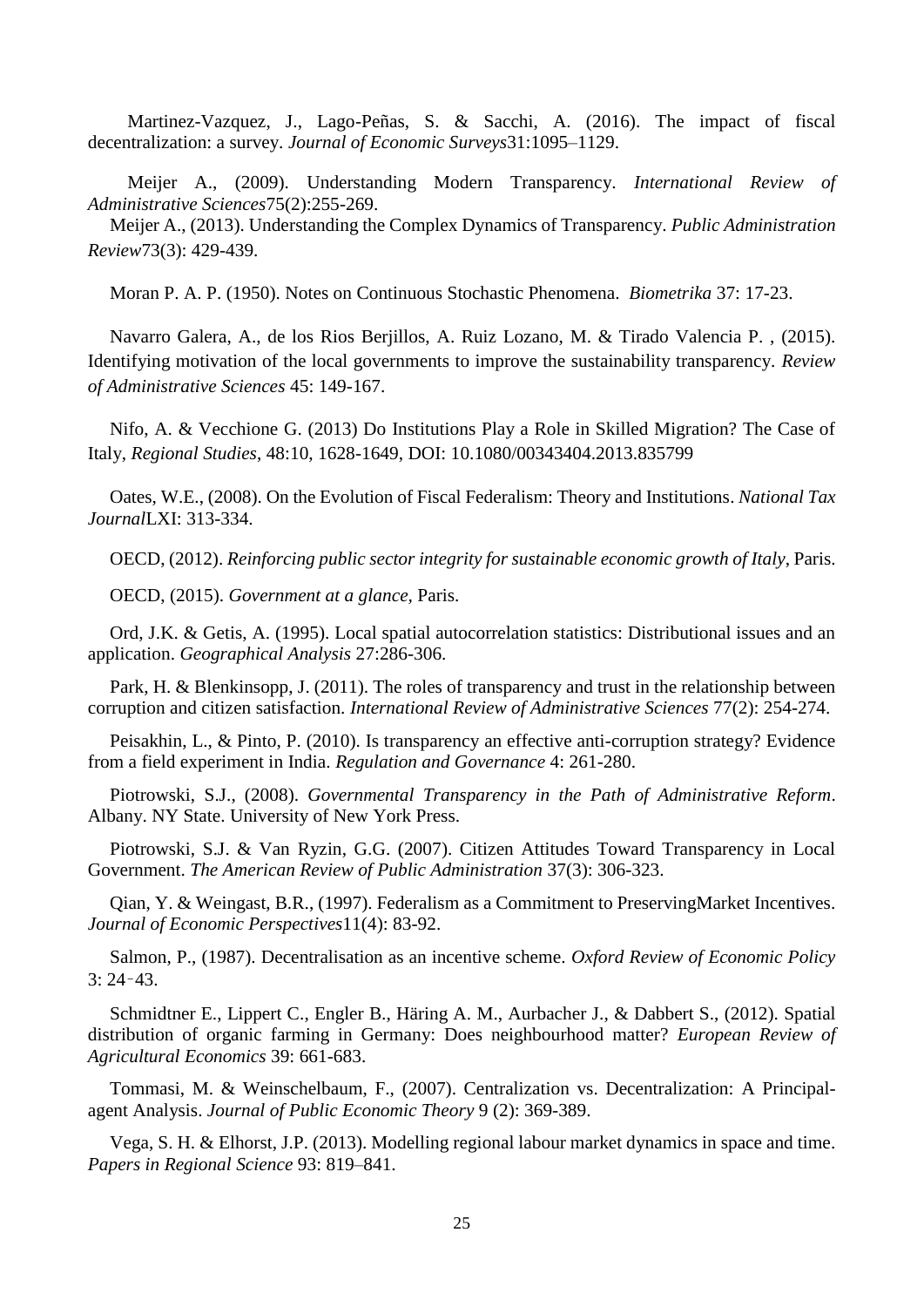Martinez-Vazquez, J., Lago-Peñas, S. & Sacchi, A. (2016). The impact of fiscal decentralization: a survey. *Journal of Economic Surveys*31:1095–1129.

Meijer A., (2009). Understanding Modern Transparency. *International Review of Administrative Sciences*75(2):255-269.

Meijer A., (2013). Understanding the Complex Dynamics of Transparency. *Public Administration Review*73(3): 429-439.

Moran P. A. P. (1950). Notes on Continuous Stochastic Phenomena. *Biometrika* 37: 17-23.

Navarro Galera, A., de los Rios Berjillos, A. Ruiz Lozano, M. & Tirado Valencia P. , (2015). Identifying motivation of the local governments to improve the sustainability transparency. *Review of Administrative Sciences* 45: 149-167.

Nifo, A. & Vecchione G. (2013) Do Institutions Play a Role in Skilled Migration? The Case of Italy, *Regional Studies*, 48:10, 1628-1649, DOI: 10.1080/00343404.2013.835799

Oates, W.E., (2008). On the Evolution of Fiscal Federalism: Theory and Institutions. *National Tax Journal*LXI: 313-334.

OECD, (2012). *Reinforcing public sector integrity for sustainable economic growth of Italy*, Paris.

OECD, (2015). *Government at a glance*, Paris.

Ord, J.K. & Getis, A. (1995). Local spatial autocorrelation statistics: Distributional issues and an application. *Geographical Analysis* 27:286-306.

Park, H. & Blenkinsopp, J. (2011). The roles of transparency and trust in the relationship between corruption and citizen satisfaction. *International Review of Administrative Sciences* 77(2): 254-274.

Peisakhin, L., & Pinto, P. (2010). Is transparency an effective anti-corruption strategy? Evidence from a field experiment in India. *Regulation and Governance* 4: 261-280.

Piotrowski, S.J., (2008). *Governmental Transparency in the Path of Administrative Reform*. Albany. NY State. University of New York Press.

Piotrowski, S.J. & Van Ryzin, G.G. (2007). Citizen Attitudes Toward Transparency in Local Government. *The American Review of Public Administration* 37(3): 306-323.

Qian, Y. & Weingast, B.R., (1997). Federalism as a Commitment to PreservingMarket Incentives. *Journal of Economic Perspectives*11(4): 83-92.

Salmon, P., (1987). Decentralisation as an incentive scheme. *Oxford Review of Economic Policy* 3: 24–43.

Schmidtner E., Lippert C., Engler B., Häring A. M., Aurbacher J., & Dabbert S., (2012). Spatial distribution of organic farming in Germany: Does neighbourhood matter? *European Review of Agricultural Economics* 39: 661-683.

Tommasi, M. & Weinschelbaum, F., (2007). Centralization vs. Decentralization: A Principal-agent Analysis. *Journal of Public Economic Theory* 9 (2): 369-389.

Vega, S. H. & Elhorst, J.P. (2013). Modelling regional labour market dynamics in space and time. *Papers in Regional Science* 93: 819–841.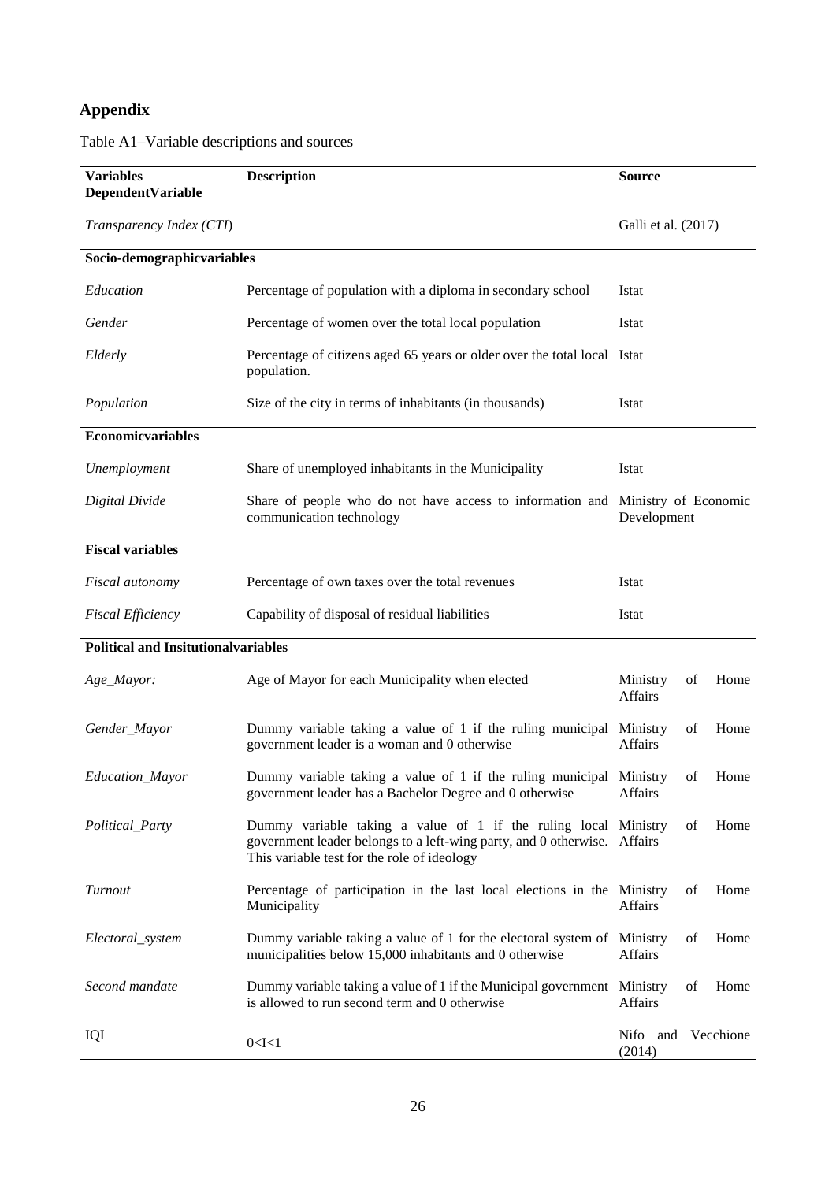## Appendix

Table A1–Variable descriptions and sources

| Variables | Description | Source |
|---|---|---|
| **DependentVariable** | | |
| *Transparency Index (CTI)* | | Galli et al. (2017) |
| **Socio-demographicvariables** | | |
| *Education* | Percentage of population with a diploma in secondary school | Istat |
| *Gender* | Percentage of women over the total local population | Istat |
| *Elderly* | Percentage of citizens aged 65 years or older over the total local population. | Istat |
| *Population* | Size of the city in terms of inhabitants (in thousands) | Istat |
| **Economicvariables** | | |
| *Unemployment* | Share of unemployed inhabitants in the Municipality | Istat |
| *Digital Divide* | Share of people who do not have access to information and communication technology | Ministry of Economic Development |
| **Fiscal variables** | | |
| *Fiscal autonomy* | Percentage of own taxes over the total revenues | Istat |
| *Fiscal Efficiency* | Capability of disposal of residual liabilities | Istat |
| **Political and Insitutionalvariables** | | |
| *Age_Mayor:* | Age of Mayor for each Municipality when elected | Ministry of Home Affairs |
| *Gender_Mayor* | Dummy variable taking a value of 1 if the ruling municipal government leader is a woman and 0 otherwise | Ministry of Home Affairs |
| *Education_Mayor* | Dummy variable taking a value of 1 if the ruling municipal government leader has a Bachelor Degree and 0 otherwise | Ministry of Home Affairs |
| *Political_Party* | Dummy variable taking a value of 1 if the ruling local government leader belongs to a left-wing party, and 0 otherwise. This variable test for the role of ideology | Ministry of Home Affairs |
| *Turnout* | Percentage of participation in the last local elections in the Municipality | Ministry of Home Affairs |
| *Electoral_system* | Dummy variable taking a value of 1 for the electoral system of municipalities below 15,000 inhabitants and 0 otherwise | Ministry of Home Affairs |
| *Second mandate* | Dummy variable taking a value of 1 if the Municipal government is allowed to run second term and 0 otherwise | Ministry of Home Affairs |
| IQI | $0<I<1$ | Nifo and Vecchione (2014) |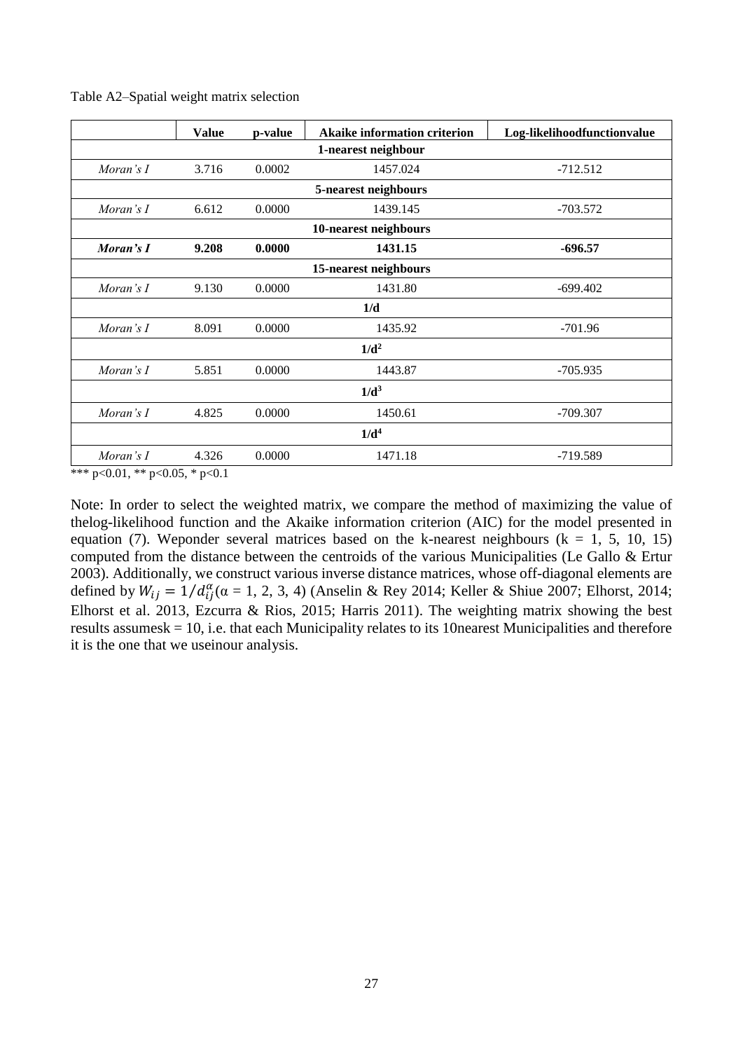Table A2–Spatial weight matrix selection

| | Value | p-value | Akaike information criterion | Log-likelihoodfunctionvalue |
|---|---|---|---|---|
| | | | **1-nearest neighbour** | |
| *Moran's I* | 3.716 | 0.0002 | 1457.024 | -712.512 |
| | | | **5-nearest neighbours** | |
| *Moran's I* | 6.612 | 0.0000 | 1439.145 | -703.572 |
| | | | **10-nearest neighbours** | |
| ***Moran's I*** | **9.208** | **0.0000** | **1431.15** | **-696.57** |
| | | | **15-nearest neighbours** | |
| *Moran's I* | 9.130 | 0.0000 | 1431.80 | -699.402 |
| | | | **1/d** | |
| *Moran's I* | 8.091 | 0.0000 | 1435.92 | -701.96 |
| | | | **$1/d^2$** | |
| *Moran's I* | 5.851 | 0.0000 | 1443.87 | -705.935 |
| | | | **$1/d^3$** | |
| *Moran's I* | 4.825 | 0.0000 | 1450.61 | -709.307 |
| | | | **$1/d^4$** | |
| *Moran's I* | 4.326 | 0.0000 | 1471.18 | -719.589 |

*** p<0.01, ** p<0.05, * p<0.1

Note: In order to select the weighted matrix, we compare the method of maximizing the value of thelog-likelihood function and the Akaike information criterion (AIC) for the model presented in equation (7). Weponder several matrices based on the k-nearest neighbours (k = 1, 5, 10, 15) computed from the distance between the centroids of the various Municipalities (Le Gallo & Ertur 2003). Additionally, we construct various inverse distance matrices, whose off-diagonal elements are defined by $W_{ij} = 1/d_{ij}^{\alpha}$($\alpha$ = 1, 2, 3, 4) (Anselin & Rey 2014; Keller & Shiue 2007; Elhorst, 2014; Elhorst et al. 2013, Ezcurra & Rios, 2015; Harris 2011). The weighting matrix showing the best results assumesk = 10, i.e. that each Municipality relates to its 10nearest Municipalities and therefore it is the one that we useinour analysis.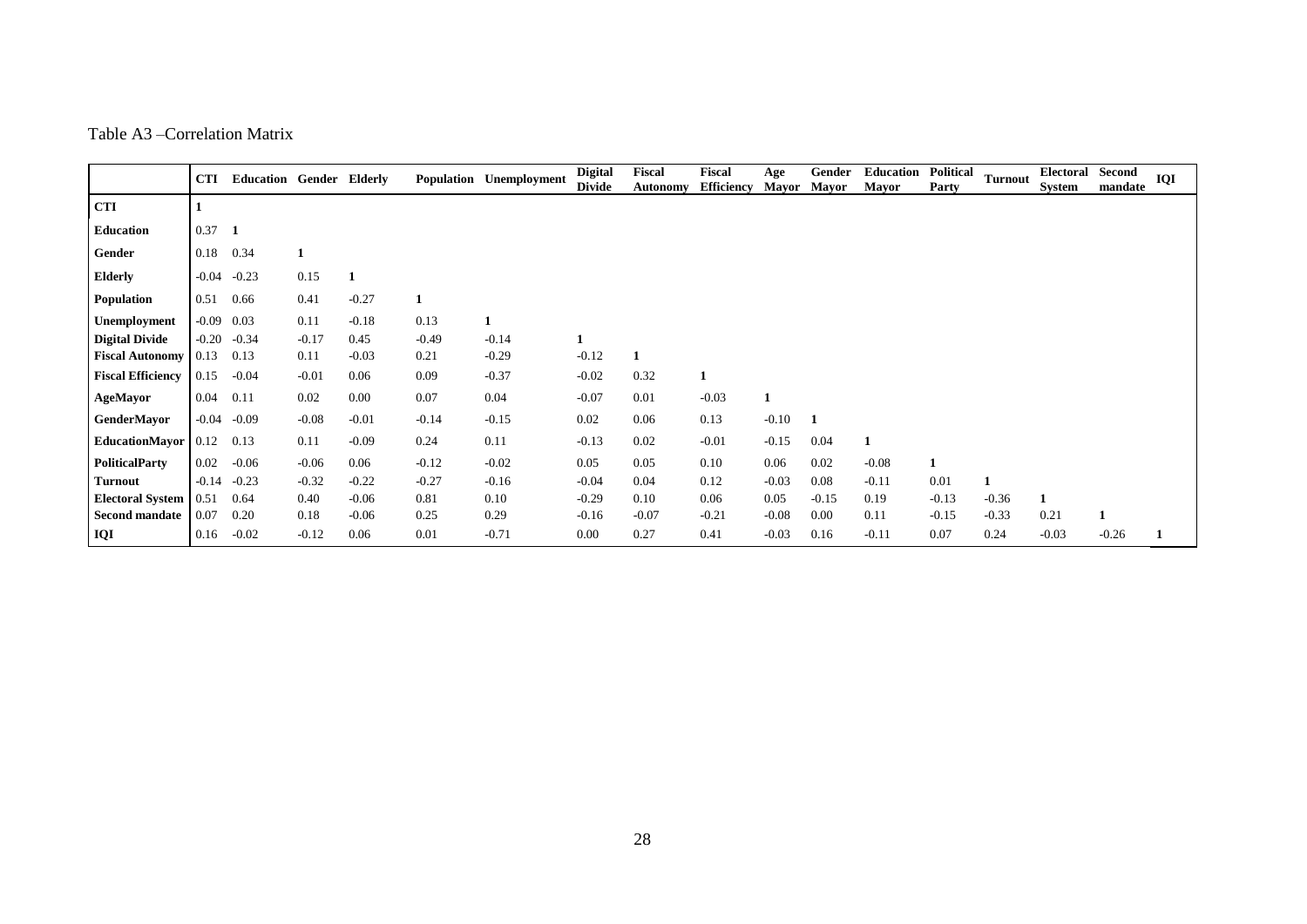Table A3 –Correlation Matrix

| | CTI | Education | Gender | Elderly | Population | Unemployment | Digital Divide | Fiscal Autonomy | Fiscal Efficiency | Age Mayor | Gender Mayor | Education Mayor | Political Party | Turnout | Electoral System | Second mandate | IQI |
|---|---|---|---|---|---|---|---|---|---|---|---|---|---|---|---|---|---|
| **CTI** | 1 | | | | | | | | | | | | | | | | |
| **Education** | 0.37 | 1 | | | | | | | | | | | | | | | |
| **Gender** | 0.18 | 0.34 | 1 | | | | | | | | | | | | | | |
| **Elderly** | -0.04 | -0.23 | 0.15 | 1 | | | | | | | | | | | | | |
| **Population** | 0.51 | 0.66 | 0.41 | -0.27 | 1 | | | | | | | | | | | | |
| **Unemployment** | -0.09 | 0.03 | 0.11 | -0.18 | 0.13 | 1 | | | | | | | | | | | |
| **Digital Divide** | -0.20 | -0.34 | -0.17 | 0.45 | -0.49 | -0.14 | 1 | | | | | | | | | | |
| **Fiscal Autonomy** | 0.13 | 0.13 | 0.11 | -0.03 | 0.21 | -0.29 | -0.12 | 1 | | | | | | | | | |
| **Fiscal Efficiency** | 0.15 | -0.04 | -0.01 | 0.06 | 0.09 | -0.37 | -0.02 | 0.32 | 1 | | | | | | | | |
| **AgeMayor** | 0.04 | 0.11 | 0.02 | 0.00 | 0.07 | 0.04 | -0.07 | 0.01 | -0.03 | 1 | | | | | | | |
| **GenderMayor** | -0.04 | -0.09 | -0.08 | -0.01 | -0.14 | -0.15 | 0.02 | 0.06 | 0.13 | -0.10 | 1 | | | | | | |
| **EducationMayor** | 0.12 | 0.13 | 0.11 | -0.09 | 0.24 | 0.11 | -0.13 | 0.02 | -0.01 | -0.15 | 0.04 | 1 | | | | | |
| **PoliticalParty** | 0.02 | -0.06 | -0.06 | 0.06 | -0.12 | -0.02 | 0.05 | 0.05 | 0.10 | 0.06 | 0.02 | -0.08 | 1 | | | | |
| **Turnout** | -0.14 | -0.23 | -0.32 | -0.22 | -0.27 | -0.16 | -0.04 | 0.04 | 0.12 | -0.03 | 0.08 | -0.11 | 0.01 | 1 | | | |
| **Electoral System** | 0.51 | 0.64 | 0.40 | -0.06 | 0.81 | 0.10 | -0.29 | 0.10 | 0.06 | 0.05 | -0.15 | 0.19 | -0.13 | -0.36 | 1 | | |
| **Second mandate** | 0.07 | 0.20 | 0.18 | -0.06 | 0.25 | 0.29 | -0.16 | -0.07 | -0.21 | -0.08 | 0.00 | 0.11 | -0.15 | -0.33 | 0.21 | 1 | |
| **IQI** | 0.16 | -0.02 | -0.12 | 0.06 | 0.01 | -0.71 | 0.00 | 0.27 | 0.41 | -0.03 | 0.16 | -0.11 | 0.07 | 0.24 | -0.03 | -0.26 | 1 |